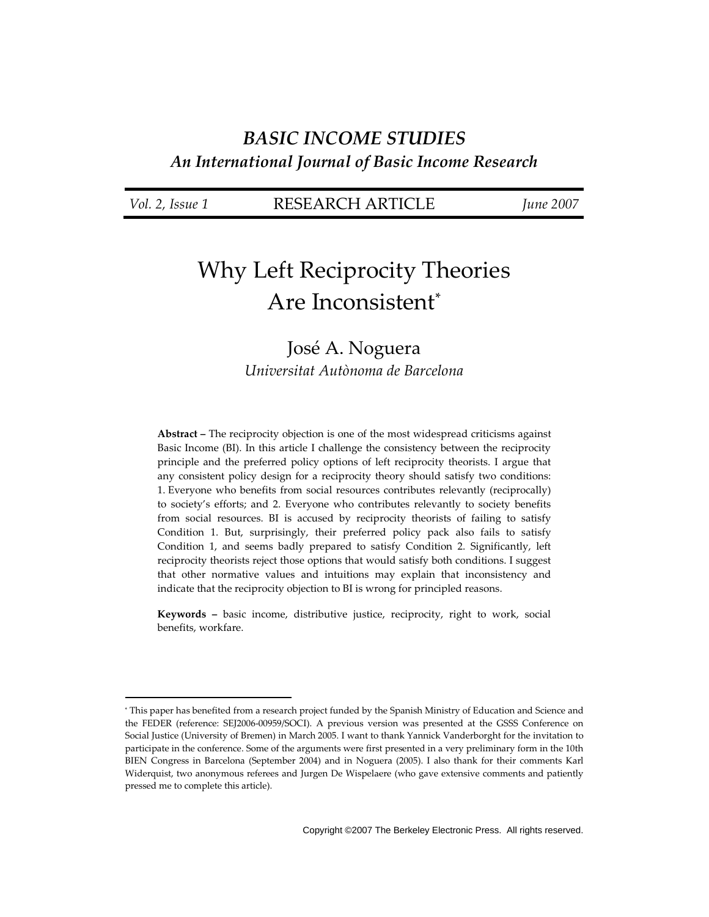***BASIC INCOME STUDIES***
***An International Journal of Basic Income Research***

*Vol. 2, Issue 1* RESEARCH ARTICLE *June 2007*

# Why Left Reciprocity Theories Are Inconsistent*

José A. Noguera
*Universitat Autònoma de Barcelona*

**Abstract –** The reciprocity objection is one of the most widespread criticisms against Basic Income (BI). In this article I challenge the consistency between the reciprocity principle and the preferred policy options of left reciprocity theorists. I argue that any consistent policy design for a reciprocity theory should satisfy two conditions: 1. Everyone who benefits from social resources contributes relevantly (reciprocally) to society's efforts; and 2. Everyone who contributes relevantly to society benefits from social resources. BI is accused by reciprocity theorists of failing to satisfy Condition 1. But, surprisingly, their preferred policy pack also fails to satisfy Condition 1, and seems badly prepared to satisfy Condition 2. Significantly, left reciprocity theorists reject those options that would satisfy both conditions. I suggest that other normative values and intuitions may explain that inconsistency and indicate that the reciprocity objection to BI is wrong for principled reasons.

**Keywords –** basic income, distributive justice, reciprocity, right to work, social benefits, workfare.

---

* This paper has benefited from a research project funded by the Spanish Ministry of Education and Science and the FEDER (reference: SEJ2006-00959/SOCI). A previous version was presented at the GSSS Conference on Social Justice (University of Bremen) in March 2005. I want to thank Yannick Vanderborght for the invitation to participate in the conference. Some of the arguments were first presented in a very preliminary form in the 10th BIEN Congress in Barcelona (September 2004) and in Noguera (2005). I also thank for their comments Karl Widerquist, two anonymous referees and Jurgen De Wispelaere (who gave extensive comments and patiently pressed me to complete this article).

Copyright ©2007 The Berkeley Electronic Press. All rights reserved.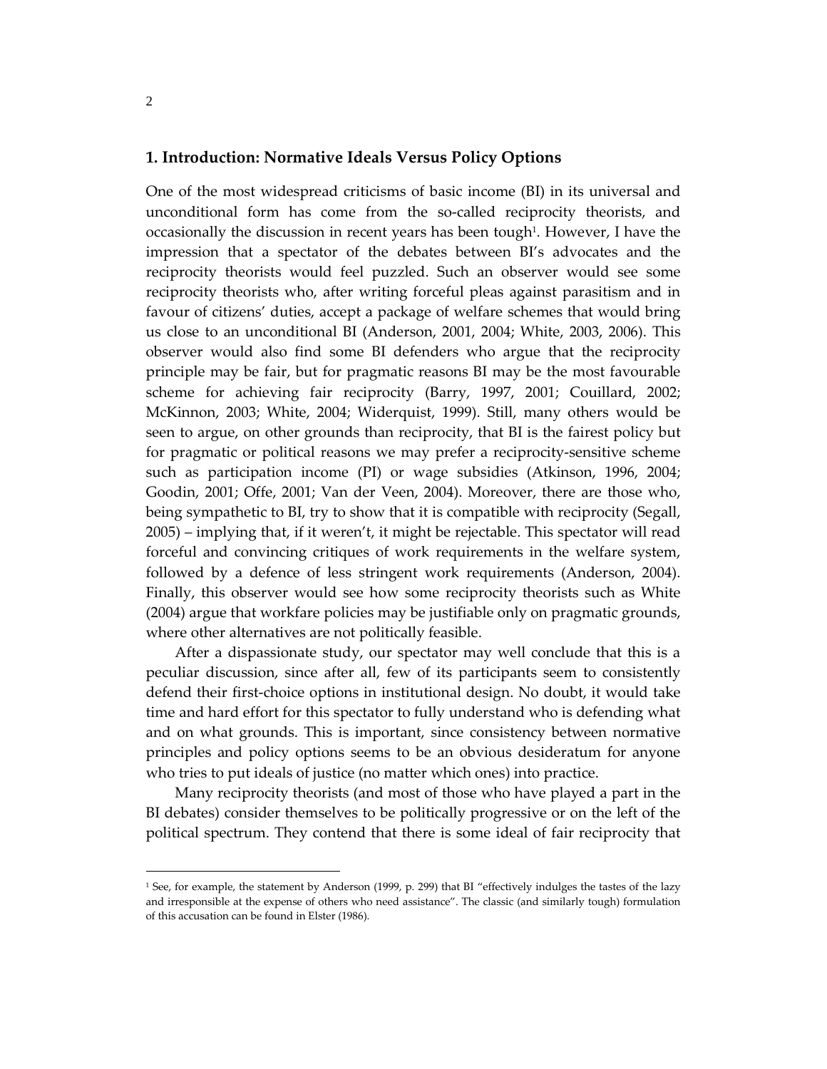## 1. Introduction: Normative Ideals Versus Policy Options

One of the most widespread criticisms of basic income (BI) in its universal and unconditional form has come from the so-called reciprocity theorists, and occasionally the discussion in recent years has been tough[1]. However, I have the impression that a spectator of the debates between BI's advocates and the reciprocity theorists would feel puzzled. Such an observer would see some reciprocity theorists who, after writing forceful pleas against parasitism and in favour of citizens' duties, accept a package of welfare schemes that would bring us close to an unconditional BI (Anderson, 2001, 2004; White, 2003, 2006). This observer would also find some BI defenders who argue that the reciprocity principle may be fair, but for pragmatic reasons BI may be the most favourable scheme for achieving fair reciprocity (Barry, 1997, 2001; Couillard, 2002; McKinnon, 2003; White, 2004; Widerquist, 1999). Still, many others would be seen to argue, on other grounds than reciprocity, that BI is the fairest policy but for pragmatic or political reasons we may prefer a reciprocity-sensitive scheme such as participation income (PI) or wage subsidies (Atkinson, 1996, 2004; Goodin, 2001; Offe, 2001; Van der Veen, 2004). Moreover, there are those who, being sympathetic to BI, try to show that it is compatible with reciprocity (Segall, 2005) – implying that, if it weren't, it might be rejectable. This spectator will read forceful and convincing critiques of work requirements in the welfare system, followed by a defence of less stringent work requirements (Anderson, 2004). Finally, this observer would see how some reciprocity theorists such as White (2004) argue that workfare policies may be justifiable only on pragmatic grounds, where other alternatives are not politically feasible.

After a dispassionate study, our spectator may well conclude that this is a peculiar discussion, since after all, few of its participants seem to consistently defend their first-choice options in institutional design. No doubt, it would take time and hard effort for this spectator to fully understand who is defending what and on what grounds. This is important, since consistency between normative principles and policy options seems to be an obvious desideratum for anyone who tries to put ideals of justice (no matter which ones) into practice.

Many reciprocity theorists (and most of those who have played a part in the BI debates) consider themselves to be politically progressive or on the left of the political spectrum. They contend that there is some ideal of fair reciprocity that

---

[1] See, for example, the statement by Anderson (1999, p. 299) that BI "effectively indulges the tastes of the lazy and irresponsible at the expense of others who need assistance". The classic (and similarly tough) formulation of this accusation can be found in Elster (1986).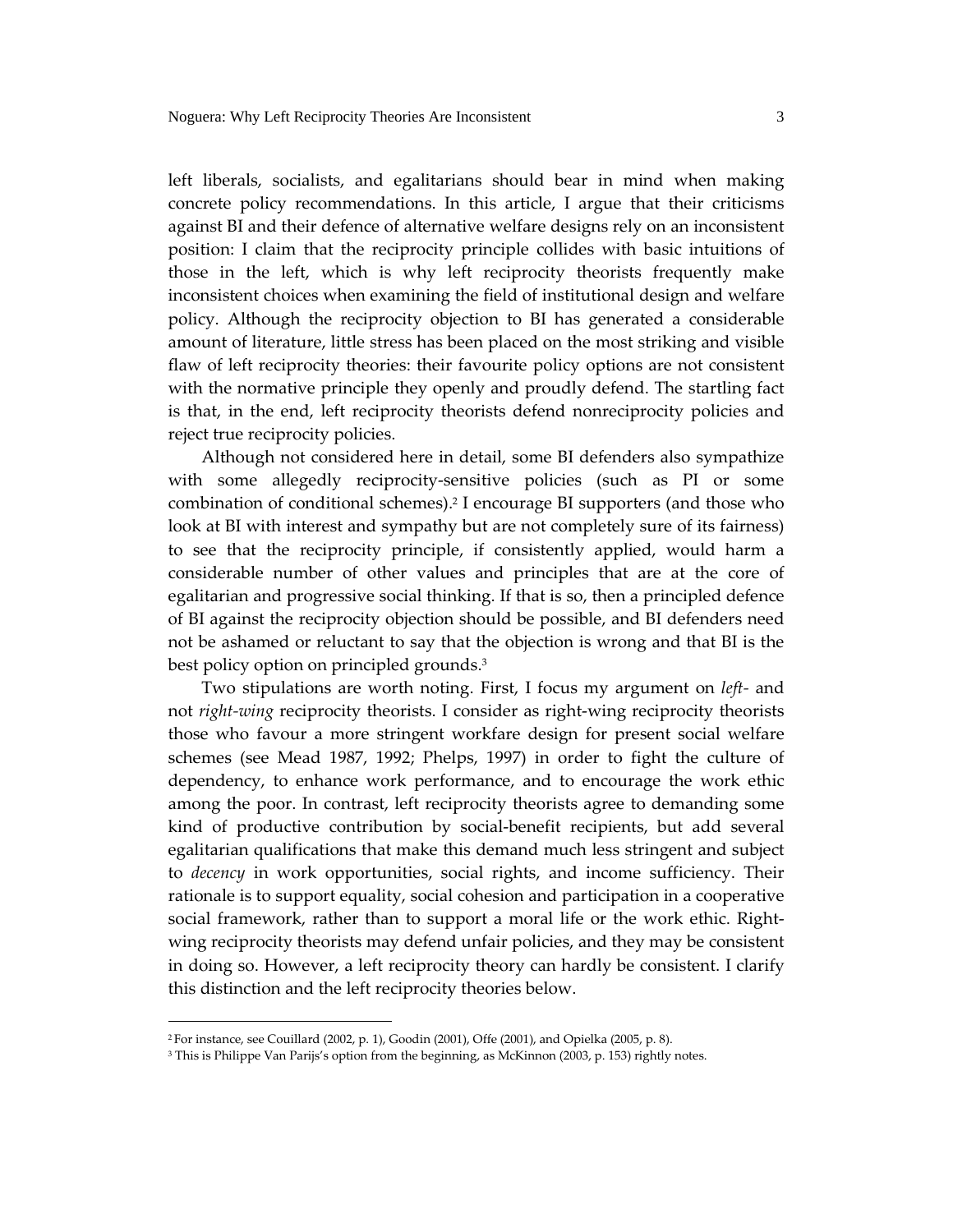left liberals, socialists, and egalitarians should bear in mind when making concrete policy recommendations. In this article, I argue that their criticisms against BI and their defence of alternative welfare designs rely on an inconsistent position: I claim that the reciprocity principle collides with basic intuitions of those in the left, which is why left reciprocity theorists frequently make inconsistent choices when examining the field of institutional design and welfare policy. Although the reciprocity objection to BI has generated a considerable amount of literature, little stress has been placed on the most striking and visible flaw of left reciprocity theories: their favourite policy options are not consistent with the normative principle they openly and proudly defend. The startling fact is that, in the end, left reciprocity theorists defend nonreciprocity policies and reject true reciprocity policies.

Although not considered here in detail, some BI defenders also sympathize with some allegedly reciprocity-sensitive policies (such as PI or some combination of conditional schemes).[2] I encourage BI supporters (and those who look at BI with interest and sympathy but are not completely sure of its fairness) to see that the reciprocity principle, if consistently applied, would harm a considerable number of other values and principles that are at the core of egalitarian and progressive social thinking. If that is so, then a principled defence of BI against the reciprocity objection should be possible, and BI defenders need not be ashamed or reluctant to say that the objection is wrong and that BI is the best policy option on principled grounds.[3]

Two stipulations are worth noting. First, I focus my argument on *left-* and not *right-wing* reciprocity theorists. I consider as right-wing reciprocity theorists those who favour a more stringent workfare design for present social welfare schemes (see Mead 1987, 1992; Phelps, 1997) in order to fight the culture of dependency, to enhance work performance, and to encourage the work ethic among the poor. In contrast, left reciprocity theorists agree to demanding some kind of productive contribution by social-benefit recipients, but add several egalitarian qualifications that make this demand much less stringent and subject to *decency* in work opportunities, social rights, and income sufficiency. Their rationale is to support equality, social cohesion and participation in a cooperative social framework, rather than to support a moral life or the work ethic. Right-wing reciprocity theorists may defend unfair policies, and they may be consistent in doing so. However, a left reciprocity theory can hardly be consistent. I clarify this distinction and the left reciprocity theories below.

[2] For instance, see Couillard (2002, p. 1), Goodin (2001), Offe (2001), and Opielka (2005, p. 8).

[3] This is Philippe Van Parijs's option from the beginning, as McKinnon (2003, p. 153) rightly notes.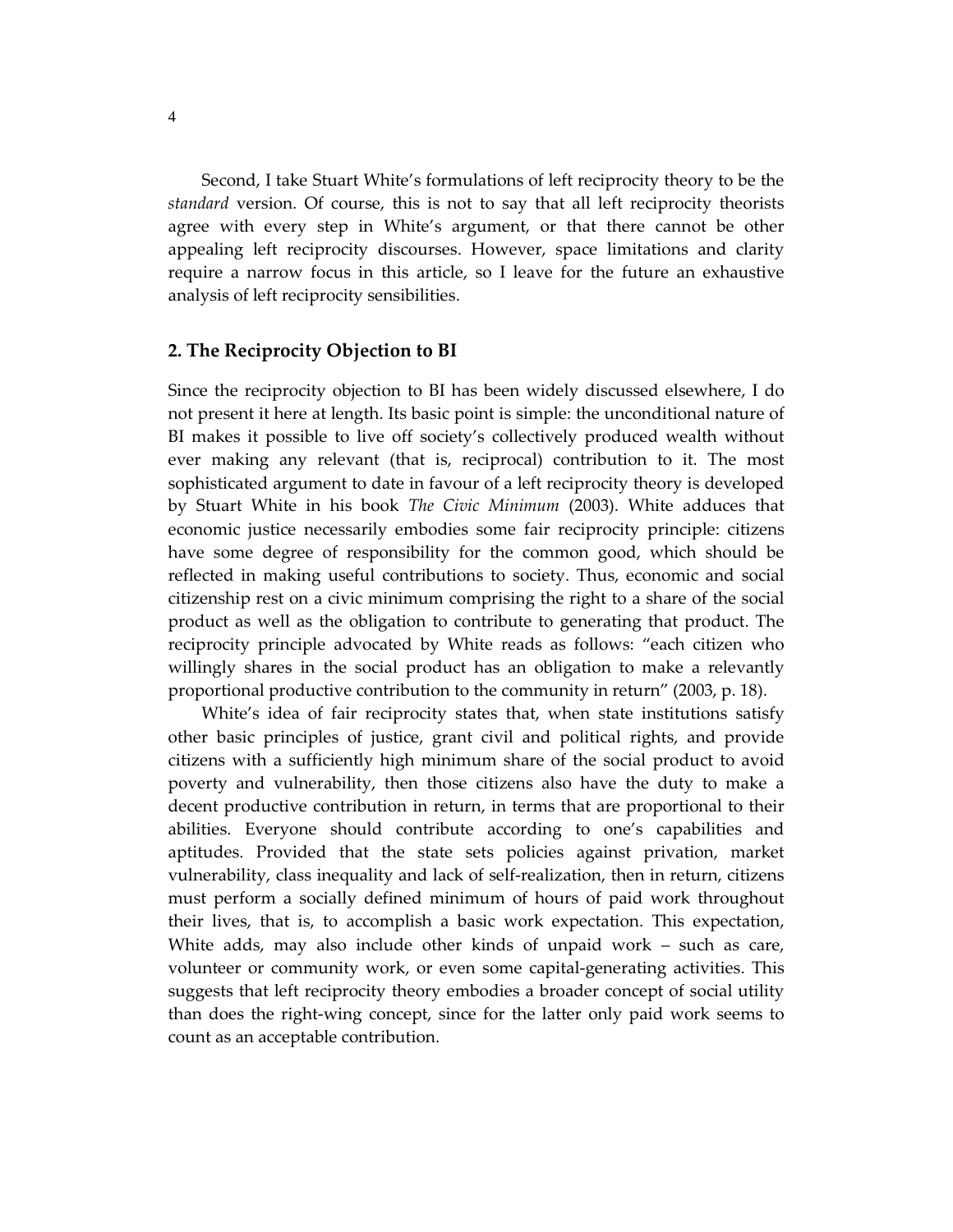Second, I take Stuart White's formulations of left reciprocity theory to be the *standard* version. Of course, this is not to say that all left reciprocity theorists agree with every step in White's argument, or that there cannot be other appealing left reciprocity discourses. However, space limitations and clarity require a narrow focus in this article, so I leave for the future an exhaustive analysis of left reciprocity sensibilities.

## 2. The Reciprocity Objection to BI

Since the reciprocity objection to BI has been widely discussed elsewhere, I do not present it here at length. Its basic point is simple: the unconditional nature of BI makes it possible to live off society's collectively produced wealth without ever making any relevant (that is, reciprocal) contribution to it. The most sophisticated argument to date in favour of a left reciprocity theory is developed by Stuart White in his book *The Civic Minimum* (2003). White adduces that economic justice necessarily embodies some fair reciprocity principle: citizens have some degree of responsibility for the common good, which should be reflected in making useful contributions to society. Thus, economic and social citizenship rest on a civic minimum comprising the right to a share of the social product as well as the obligation to contribute to generating that product. The reciprocity principle advocated by White reads as follows: "each citizen who willingly shares in the social product has an obligation to make a relevantly proportional productive contribution to the community in return" (2003, p. 18).

White's idea of fair reciprocity states that, when state institutions satisfy other basic principles of justice, grant civil and political rights, and provide citizens with a sufficiently high minimum share of the social product to avoid poverty and vulnerability, then those citizens also have the duty to make a decent productive contribution in return, in terms that are proportional to their abilities. Everyone should contribute according to one's capabilities and aptitudes. Provided that the state sets policies against privation, market vulnerability, class inequality and lack of self-realization, then in return, citizens must perform a socially defined minimum of hours of paid work throughout their lives, that is, to accomplish a basic work expectation. This expectation, White adds, may also include other kinds of unpaid work – such as care, volunteer or community work, or even some capital-generating activities. This suggests that left reciprocity theory embodies a broader concept of social utility than does the right-wing concept, since for the latter only paid work seems to count as an acceptable contribution.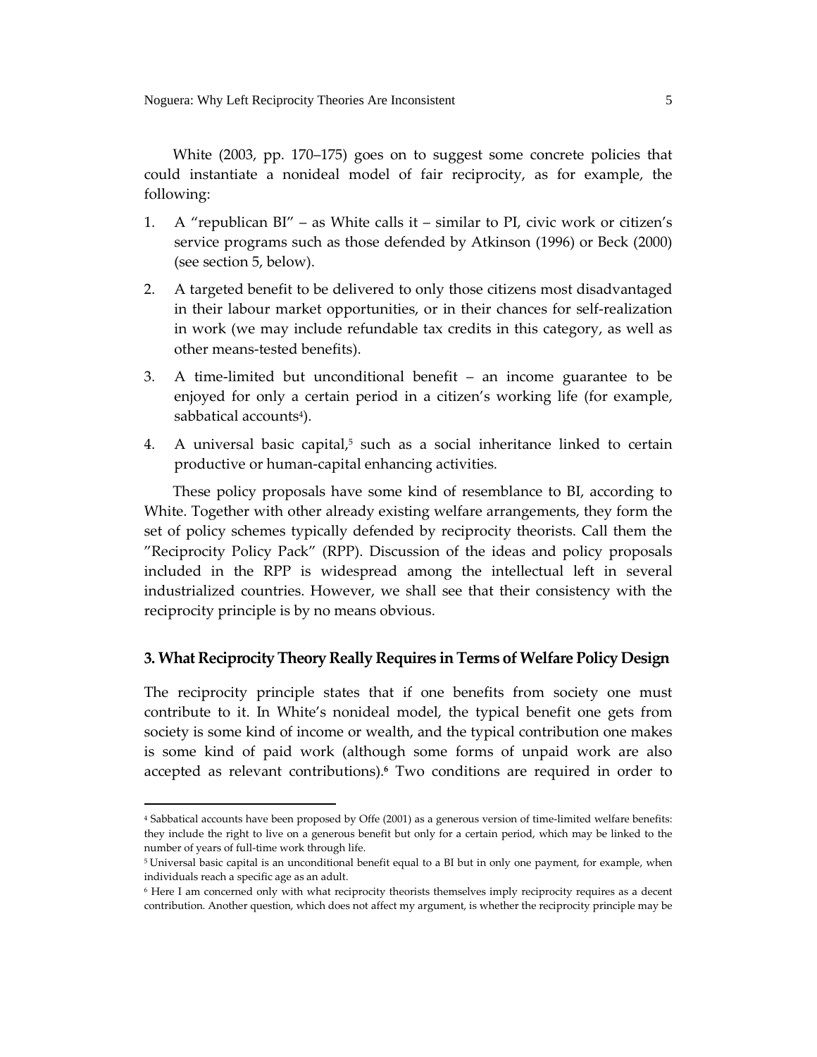White (2003, pp. 170–175) goes on to suggest some concrete policies that could instantiate a nonideal model of fair reciprocity, as for example, the following:

1. A "republican BI" – as White calls it – similar to PI, civic work or citizen's service programs such as those defended by Atkinson (1996) or Beck (2000) (see section 5, below).
2. A targeted benefit to be delivered to only those citizens most disadvantaged in their labour market opportunities, or in their chances for self-realization in work (we may include refundable tax credits in this category, as well as other means-tested benefits).
3. A time-limited but unconditional benefit – an income guarantee to be enjoyed for only a certain period in a citizen's working life (for example, sabbatical accounts[4]).
4. A universal basic capital,[5] such as a social inheritance linked to certain productive or human-capital enhancing activities.

These policy proposals have some kind of resemblance to BI, according to White. Together with other already existing welfare arrangements, they form the set of policy schemes typically defended by reciprocity theorists. Call them the "Reciprocity Policy Pack" (RPP). Discussion of the ideas and policy proposals included in the RPP is widespread among the intellectual left in several industrialized countries. However, we shall see that their consistency with the reciprocity principle is by no means obvious.

## 3. What Reciprocity Theory Really Requires in Terms of Welfare Policy Design

The reciprocity principle states that if one benefits from society one must contribute to it. In White's nonideal model, the typical benefit one gets from society is some kind of income or wealth, and the typical contribution one makes is some kind of paid work (although some forms of unpaid work are also accepted as relevant contributions).[6] Two conditions are required in order to

---

[4] Sabbatical accounts have been proposed by Offe (2001) as a generous version of time-limited welfare benefits: they include the right to live on a generous benefit but only for a certain period, which may be linked to the number of years of full-time work through life.

[5] Universal basic capital is an unconditional benefit equal to a BI but in only one payment, for example, when individuals reach a specific age as an adult.

[6] Here I am concerned only with what reciprocity theorists themselves imply reciprocity requires as a decent contribution. Another question, which does not affect my argument, is whether the reciprocity principle may be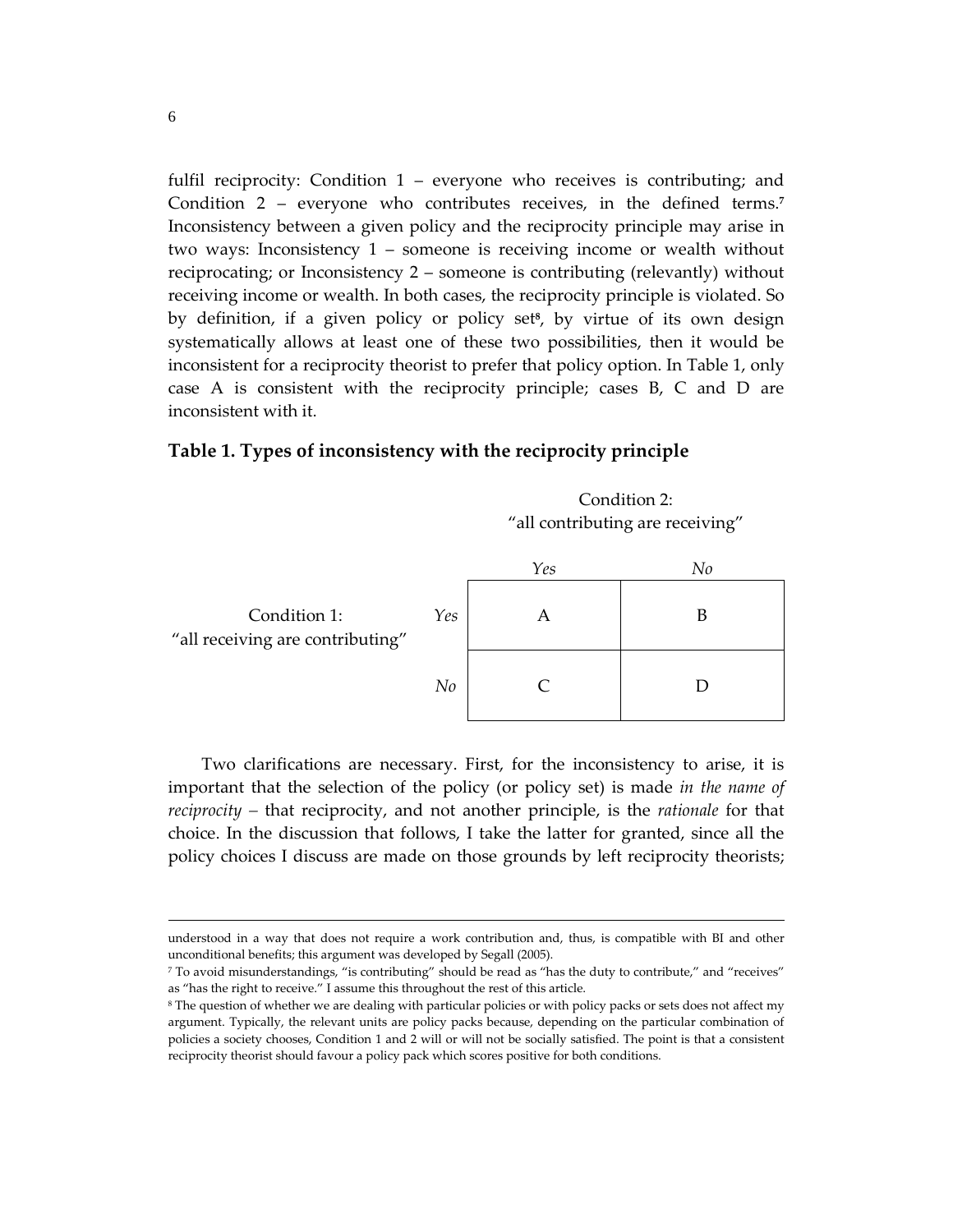fulfil reciprocity: Condition 1 – everyone who receives is contributing; and Condition 2 – everyone who contributes receives, in the defined terms.[7] Inconsistency between a given policy and the reciprocity principle may arise in two ways: Inconsistency 1 – someone is receiving income or wealth without reciprocating; or Inconsistency 2 – someone is contributing (relevantly) without receiving income or wealth. In both cases, the reciprocity principle is violated. So by definition, if a given policy or policy set[8], by virtue of its own design systematically allows at least one of these two possibilities, then it would be inconsistent for a reciprocity theorist to prefer that policy option. In Table 1, only case A is consistent with the reciprocity principle; cases B, C and D are inconsistent with it.

**Table 1. Types of inconsistency with the reciprocity principle**

| | | Condition 2: "all contributing are receiving" | |
|---|---|---|---|
| | | *Yes* | *No* |
| Condition 1: "all receiving are contributing" | *Yes* | A | B |
| | *No* | C | D |

Two clarifications are necessary. First, for the inconsistency to arise, it is important that the selection of the policy (or policy set) is made *in the name of reciprocity* – that reciprocity, and not another principle, is the *rationale* for that choice. In the discussion that follows, I take the latter for granted, since all the policy choices I discuss are made on those grounds by left reciprocity theorists;

---

understood in a way that does not require a work contribution and, thus, is compatible with BI and other unconditional benefits; this argument was developed by Segall (2005).

[7] To avoid misunderstandings, "is contributing" should be read as "has the duty to contribute," and "receives" as "has the right to receive." I assume this throughout the rest of this article.

[8] The question of whether we are dealing with particular policies or with policy packs or sets does not affect my argument. Typically, the relevant units are policy packs because, depending on the particular combination of policies a society chooses, Condition 1 and 2 will or will not be socially satisfied. The point is that a consistent reciprocity theorist should favour a policy pack which scores positive for both conditions.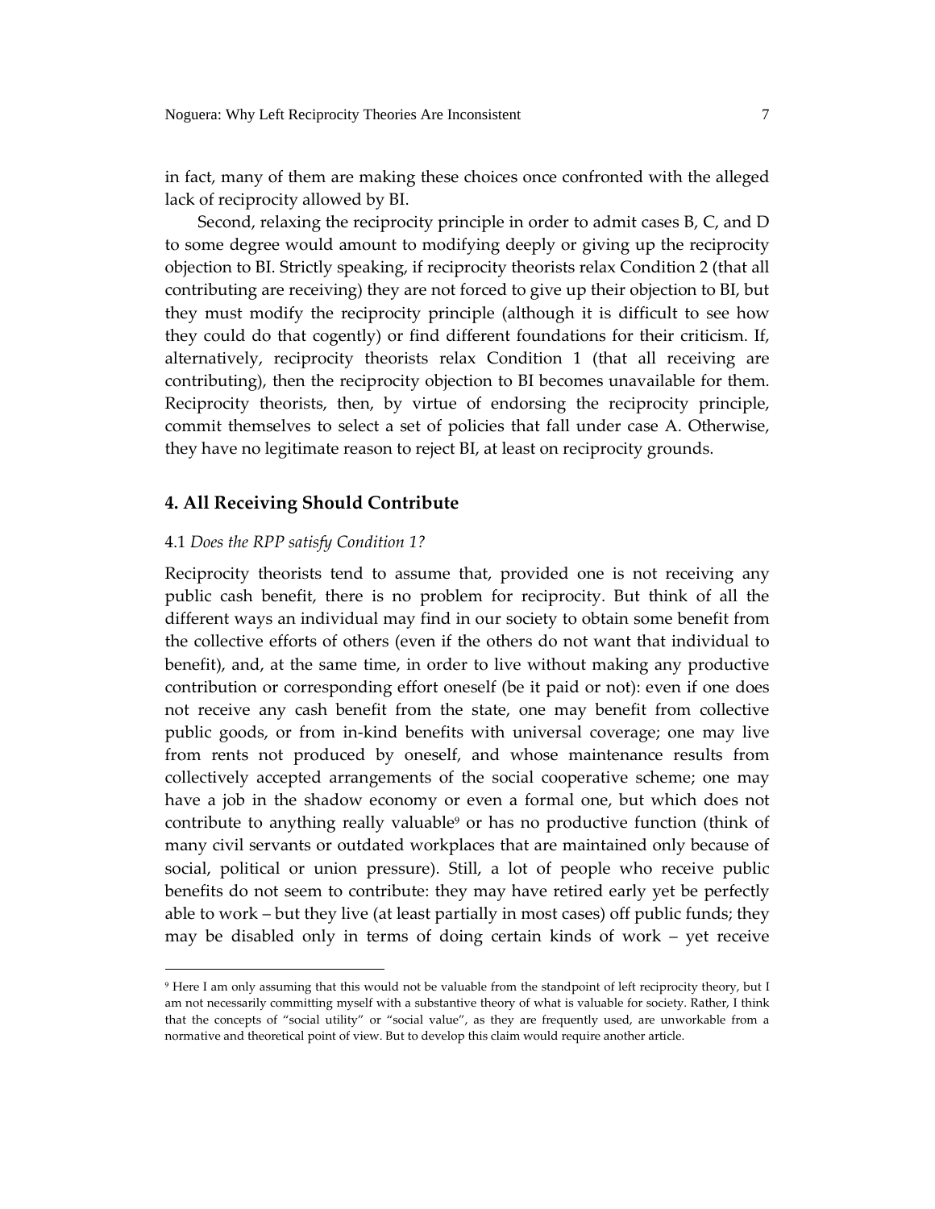in fact, many of them are making these choices once confronted with the alleged lack of reciprocity allowed by BI.

Second, relaxing the reciprocity principle in order to admit cases B, C, and D to some degree would amount to modifying deeply or giving up the reciprocity objection to BI. Strictly speaking, if reciprocity theorists relax Condition 2 (that all contributing are receiving) they are not forced to give up their objection to BI, but they must modify the reciprocity principle (although it is difficult to see how they could do that cogently) or find different foundations for their criticism. If, alternatively, reciprocity theorists relax Condition 1 (that all receiving are contributing), then the reciprocity objection to BI becomes unavailable for them. Reciprocity theorists, then, by virtue of endorsing the reciprocity principle, commit themselves to select a set of policies that fall under case A. Otherwise, they have no legitimate reason to reject BI, at least on reciprocity grounds.

## 4. All Receiving Should Contribute

### 4.1 *Does the RPP satisfy Condition 1?*

Reciprocity theorists tend to assume that, provided one is not receiving any public cash benefit, there is no problem for reciprocity. But think of all the different ways an individual may find in our society to obtain some benefit from the collective efforts of others (even if the others do not want that individual to benefit), and, at the same time, in order to live without making any productive contribution or corresponding effort oneself (be it paid or not): even if one does not receive any cash benefit from the state, one may benefit from collective public goods, or from in-kind benefits with universal coverage; one may live from rents not produced by oneself, and whose maintenance results from collectively accepted arrangements of the social cooperative scheme; one may have a job in the shadow economy or even a formal one, but which does not contribute to anything really valuable[9] or has no productive function (think of many civil servants or outdated workplaces that are maintained only because of social, political or union pressure). Still, a lot of people who receive public benefits do not seem to contribute: they may have retired early yet be perfectly able to work – but they live (at least partially in most cases) off public funds; they may be disabled only in terms of doing certain kinds of work – yet receive

[9] Here I am only assuming that this would not be valuable from the standpoint of left reciprocity theory, but I am not necessarily committing myself with a substantive theory of what is valuable for society. Rather, I think that the concepts of "social utility" or "social value", as they are frequently used, are unworkable from a normative and theoretical point of view. But to develop this claim would require another article.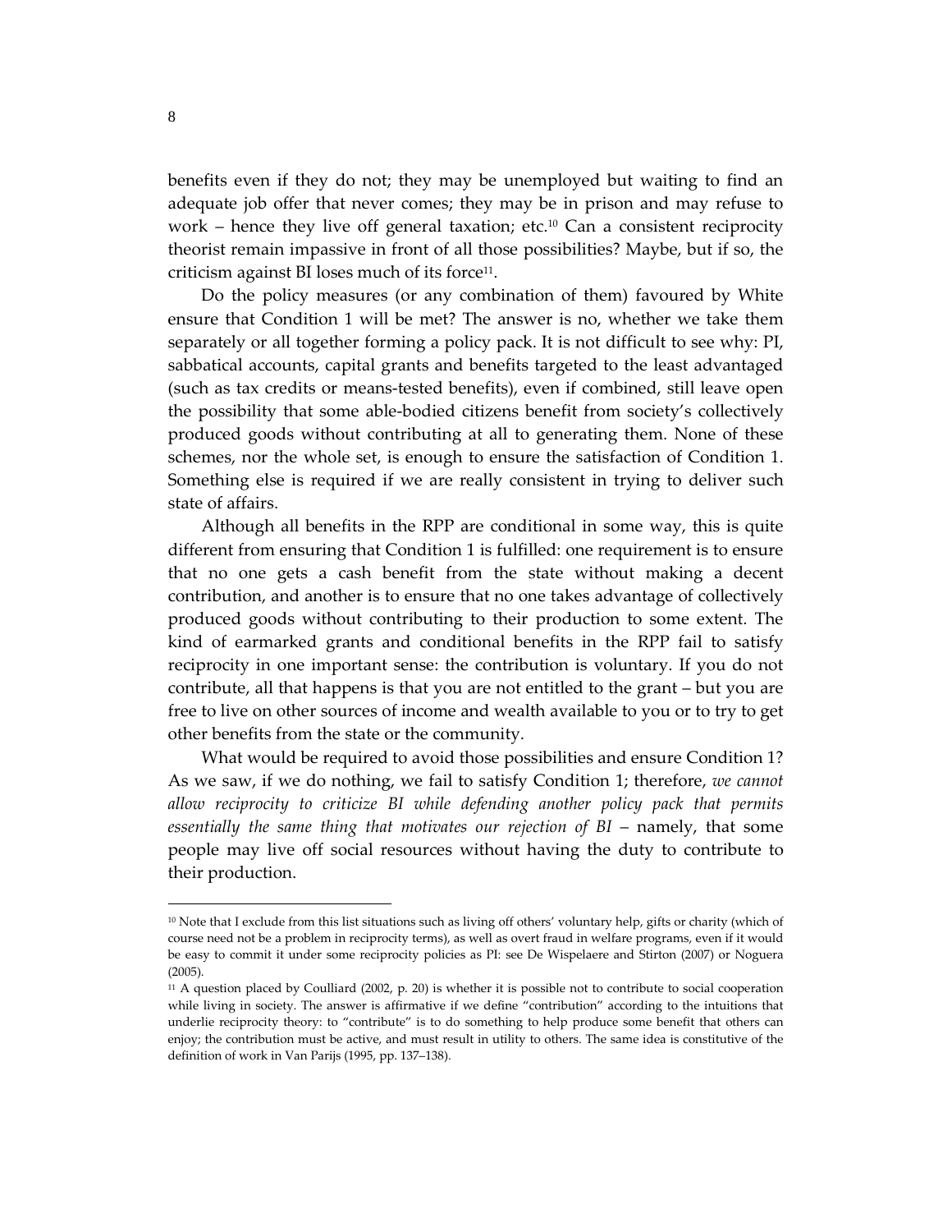benefits even if they do not; they may be unemployed but waiting to find an adequate job offer that never comes; they may be in prison and may refuse to work – hence they live off general taxation; etc.[10] Can a consistent reciprocity theorist remain impassive in front of all those possibilities? Maybe, but if so, the criticism against BI loses much of its force[11].

Do the policy measures (or any combination of them) favoured by White ensure that Condition 1 will be met? The answer is no, whether we take them separately or all together forming a policy pack. It is not difficult to see why: PI, sabbatical accounts, capital grants and benefits targeted to the least advantaged (such as tax credits or means-tested benefits), even if combined, still leave open the possibility that some able-bodied citizens benefit from society's collectively produced goods without contributing at all to generating them. None of these schemes, nor the whole set, is enough to ensure the satisfaction of Condition 1. Something else is required if we are really consistent in trying to deliver such state of affairs.

Although all benefits in the RPP are conditional in some way, this is quite different from ensuring that Condition 1 is fulfilled: one requirement is to ensure that no one gets a cash benefit from the state without making a decent contribution, and another is to ensure that no one takes advantage of collectively produced goods without contributing to their production to some extent. The kind of earmarked grants and conditional benefits in the RPP fail to satisfy reciprocity in one important sense: the contribution is voluntary. If you do not contribute, all that happens is that you are not entitled to the grant – but you are free to live on other sources of income and wealth available to you or to try to get other benefits from the state or the community.

What would be required to avoid those possibilities and ensure Condition 1? As we saw, if we do nothing, we fail to satisfy Condition 1; therefore, *we cannot allow reciprocity to criticize BI while defending another policy pack that permits essentially the same thing that motivates our rejection of BI* – namely, that some people may live off social resources without having the duty to contribute to their production.

---

[10] Note that I exclude from this list situations such as living off others' voluntary help, gifts or charity (which of course need not be a problem in reciprocity terms), as well as overt fraud in welfare programs, even if it would be easy to commit it under some reciprocity policies as PI: see De Wispelaere and Stirton (2007) or Noguera (2005).

[11] A question placed by Coulliard (2002, p. 20) is whether it is possible not to contribute to social cooperation while living in society. The answer is affirmative if we define "contribution" according to the intuitions that underlie reciprocity theory: to "contribute" is to do something to help produce some benefit that others can enjoy; the contribution must be active, and must result in utility to others. The same idea is constitutive of the definition of work in Van Parijs (1995, pp. 137–138).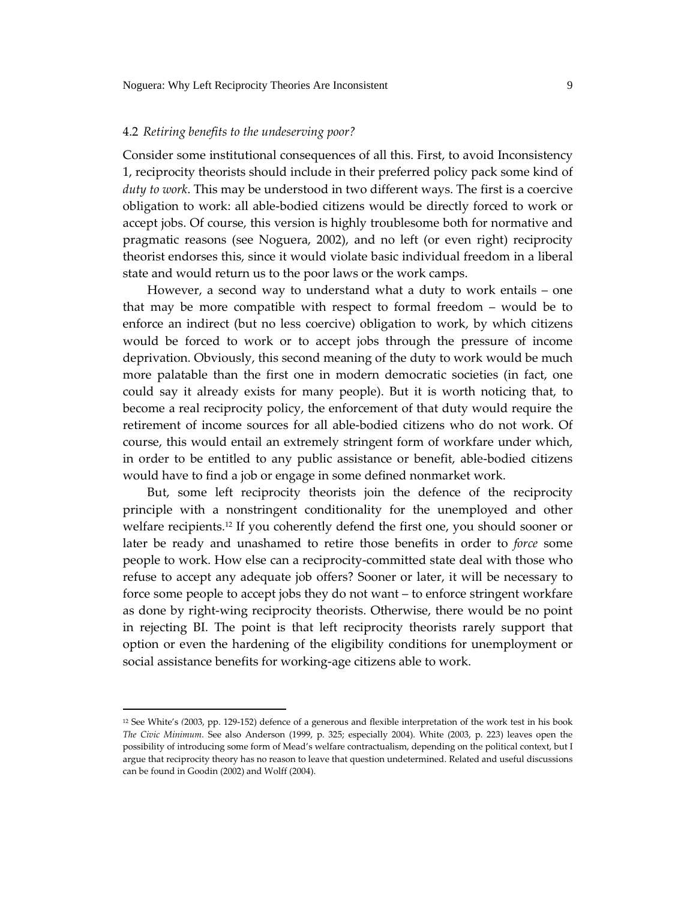### 4.2 *Retiring benefits to the undeserving poor?*

Consider some institutional consequences of all this. First, to avoid Inconsistency 1, reciprocity theorists should include in their preferred policy pack some kind of *duty to work*. This may be understood in two different ways. The first is a coercive obligation to work: all able-bodied citizens would be directly forced to work or accept jobs. Of course, this version is highly troublesome both for normative and pragmatic reasons (see Noguera, 2002), and no left (or even right) reciprocity theorist endorses this, since it would violate basic individual freedom in a liberal state and would return us to the poor laws or the work camps.

However, a second way to understand what a duty to work entails – one that may be more compatible with respect to formal freedom – would be to enforce an indirect (but no less coercive) obligation to work, by which citizens would be forced to work or to accept jobs through the pressure of income deprivation. Obviously, this second meaning of the duty to work would be much more palatable than the first one in modern democratic societies (in fact, one could say it already exists for many people). But it is worth noticing that, to become a real reciprocity policy, the enforcement of that duty would require the retirement of income sources for all able-bodied citizens who do not work. Of course, this would entail an extremely stringent form of workfare under which, in order to be entitled to any public assistance or benefit, able-bodied citizens would have to find a job or engage in some defined nonmarket work.

But, some left reciprocity theorists join the defence of the reciprocity principle with a nonstringent conditionality for the unemployed and other welfare recipients.[12] If you coherently defend the first one, you should sooner or later be ready and unashamed to retire those benefits in order to *force* some people to work. How else can a reciprocity-committed state deal with those who refuse to accept any adequate job offers? Sooner or later, it will be necessary to force some people to accept jobs they do not want – to enforce stringent workfare as done by right-wing reciprocity theorists. Otherwise, there would be no point in rejecting BI. The point is that left reciprocity theorists rarely support that option or even the hardening of the eligibility conditions for unemployment or social assistance benefits for working-age citizens able to work.

---

[12] See White's (2003, pp. 129-152) defence of a generous and flexible interpretation of the work test in his book *The Civic Minimum*. See also Anderson (1999, p. 325; especially 2004). White (2003, p. 223) leaves open the possibility of introducing some form of Mead's welfare contractualism, depending on the political context, but I argue that reciprocity theory has no reason to leave that question undetermined. Related and useful discussions can be found in Goodin (2002) and Wolff (2004).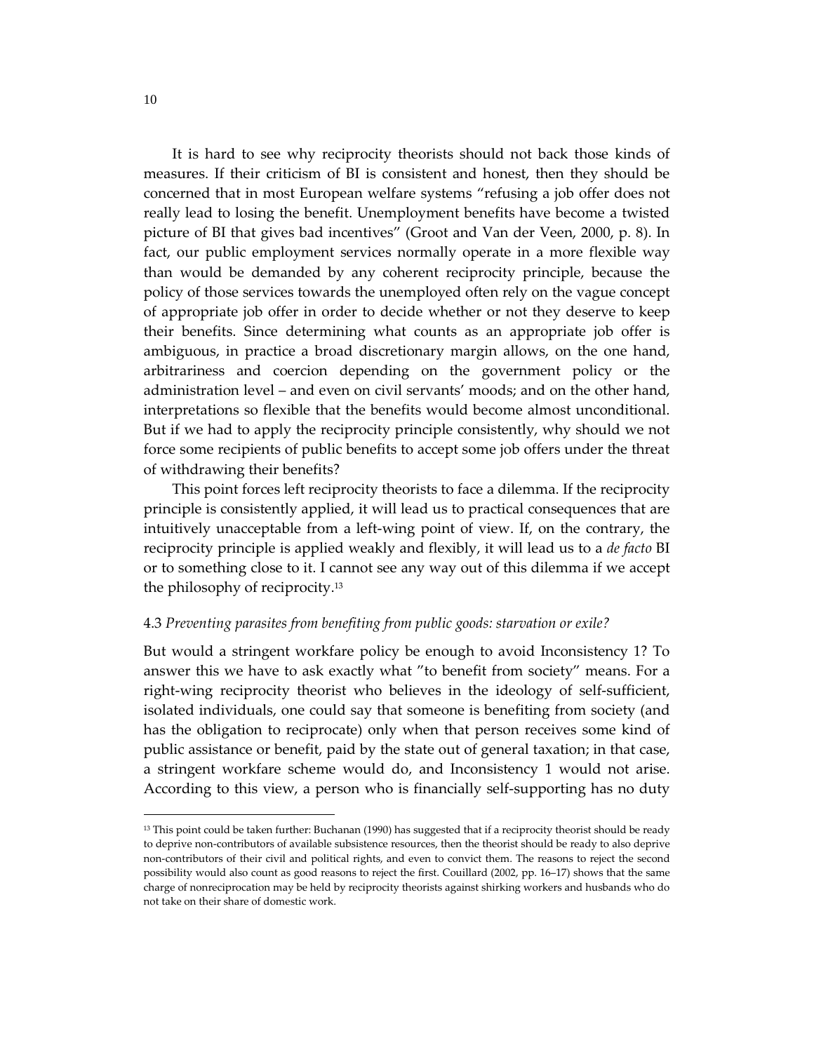It is hard to see why reciprocity theorists should not back those kinds of measures. If their criticism of BI is consistent and honest, then they should be concerned that in most European welfare systems "refusing a job offer does not really lead to losing the benefit. Unemployment benefits have become a twisted picture of BI that gives bad incentives" (Groot and Van der Veen, 2000, p. 8). In fact, our public employment services normally operate in a more flexible way than would be demanded by any coherent reciprocity principle, because the policy of those services towards the unemployed often rely on the vague concept of appropriate job offer in order to decide whether or not they deserve to keep their benefits. Since determining what counts as an appropriate job offer is ambiguous, in practice a broad discretionary margin allows, on the one hand, arbitrariness and coercion depending on the government policy or the administration level – and even on civil servants' moods; and on the other hand, interpretations so flexible that the benefits would become almost unconditional. But if we had to apply the reciprocity principle consistently, why should we not force some recipients of public benefits to accept some job offers under the threat of withdrawing their benefits?

This point forces left reciprocity theorists to face a dilemma. If the reciprocity principle is consistently applied, it will lead us to practical consequences that are intuitively unacceptable from a left-wing point of view. If, on the contrary, the reciprocity principle is applied weakly and flexibly, it will lead us to a *de facto* BI or to something close to it. I cannot see any way out of this dilemma if we accept the philosophy of reciprocity.[13]

### 4.3 *Preventing parasites from benefiting from public goods: starvation or exile?*

But would a stringent workfare policy be enough to avoid Inconsistency 1? To answer this we have to ask exactly what "to benefit from society" means. For a right-wing reciprocity theorist who believes in the ideology of self-sufficient, isolated individuals, one could say that someone is benefiting from society (and has the obligation to reciprocate) only when that person receives some kind of public assistance or benefit, paid by the state out of general taxation; in that case, a stringent workfare scheme would do, and Inconsistency 1 would not arise. According to this view, a person who is financially self-supporting has no duty

[13] This point could be taken further: Buchanan (1990) has suggested that if a reciprocity theorist should be ready to deprive non-contributors of available subsistence resources, then the theorist should be ready to also deprive non-contributors of their civil and political rights, and even to convict them. The reasons to reject the second possibility would also count as good reasons to reject the first. Couillard (2002, pp. 16–17) shows that the same charge of nonreciprocation may be held by reciprocity theorists against shirking workers and husbands who do not take on their share of domestic work.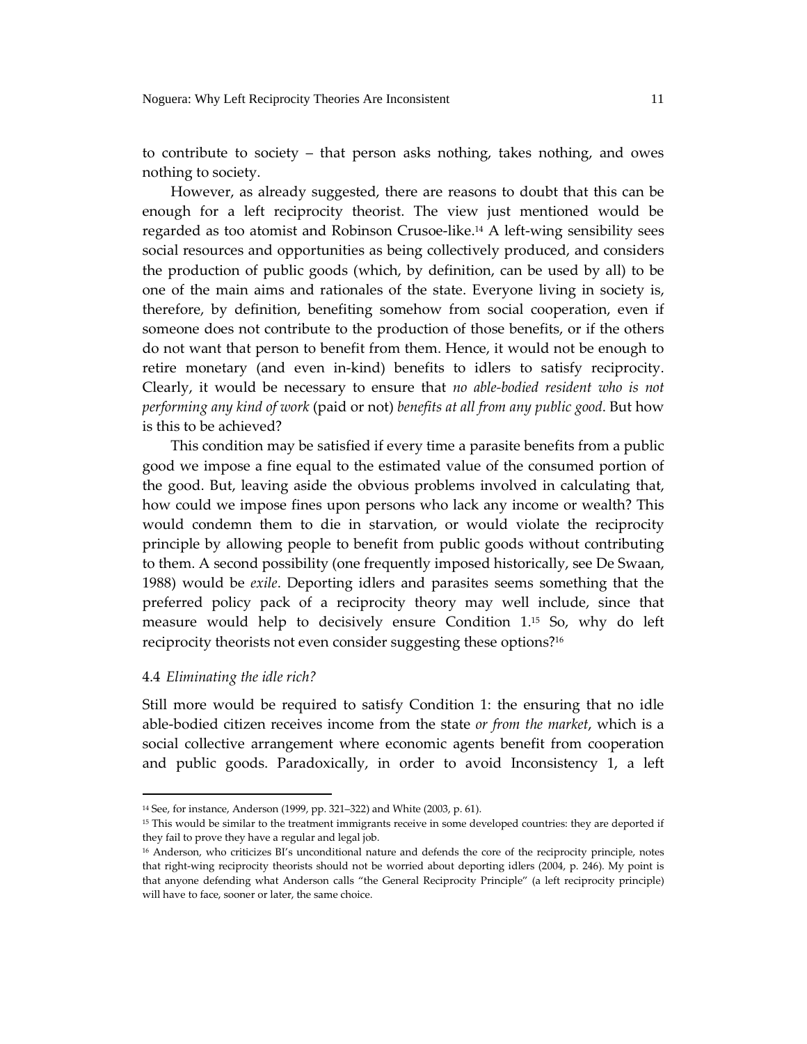to contribute to society – that person asks nothing, takes nothing, and owes nothing to society.

However, as already suggested, there are reasons to doubt that this can be enough for a left reciprocity theorist. The view just mentioned would be regarded as too atomist and Robinson Crusoe-like.[14] A left-wing sensibility sees social resources and opportunities as being collectively produced, and considers the production of public goods (which, by definition, can be used by all) to be one of the main aims and rationales of the state. Everyone living in society is, therefore, by definition, benefiting somehow from social cooperation, even if someone does not contribute to the production of those benefits, or if the others do not want that person to benefit from them. Hence, it would not be enough to retire monetary (and even in-kind) benefits to idlers to satisfy reciprocity. Clearly, it would be necessary to ensure that *no able-bodied resident who is not performing any kind of work* (paid or not) *benefits at all from any public good*. But how is this to be achieved?

This condition may be satisfied if every time a parasite benefits from a public good we impose a fine equal to the estimated value of the consumed portion of the good. But, leaving aside the obvious problems involved in calculating that, how could we impose fines upon persons who lack any income or wealth? This would condemn them to die in starvation, or would violate the reciprocity principle by allowing people to benefit from public goods without contributing to them. A second possibility (one frequently imposed historically, see De Swaan, 1988) would be *exile*. Deporting idlers and parasites seems something that the preferred policy pack of a reciprocity theory may well include, since that measure would help to decisively ensure Condition 1.[15] So, why do left reciprocity theorists not even consider suggesting these options?[16]

### 4.4 *Eliminating the idle rich?*

Still more would be required to satisfy Condition 1: the ensuring that no idle able-bodied citizen receives income from the state *or from the market*, which is a social collective arrangement where economic agents benefit from cooperation and public goods. Paradoxically, in order to avoid Inconsistency 1, a left

---

[14] See, for instance, Anderson (1999, pp. 321–322) and White (2003, p. 61).

[15] This would be similar to the treatment immigrants receive in some developed countries: they are deported if they fail to prove they have a regular and legal job.

[16] Anderson, who criticizes BI's unconditional nature and defends the core of the reciprocity principle, notes that right-wing reciprocity theorists should not be worried about deporting idlers (2004, p. 246). My point is that anyone defending what Anderson calls "the General Reciprocity Principle" (a left reciprocity principle) will have to face, sooner or later, the same choice.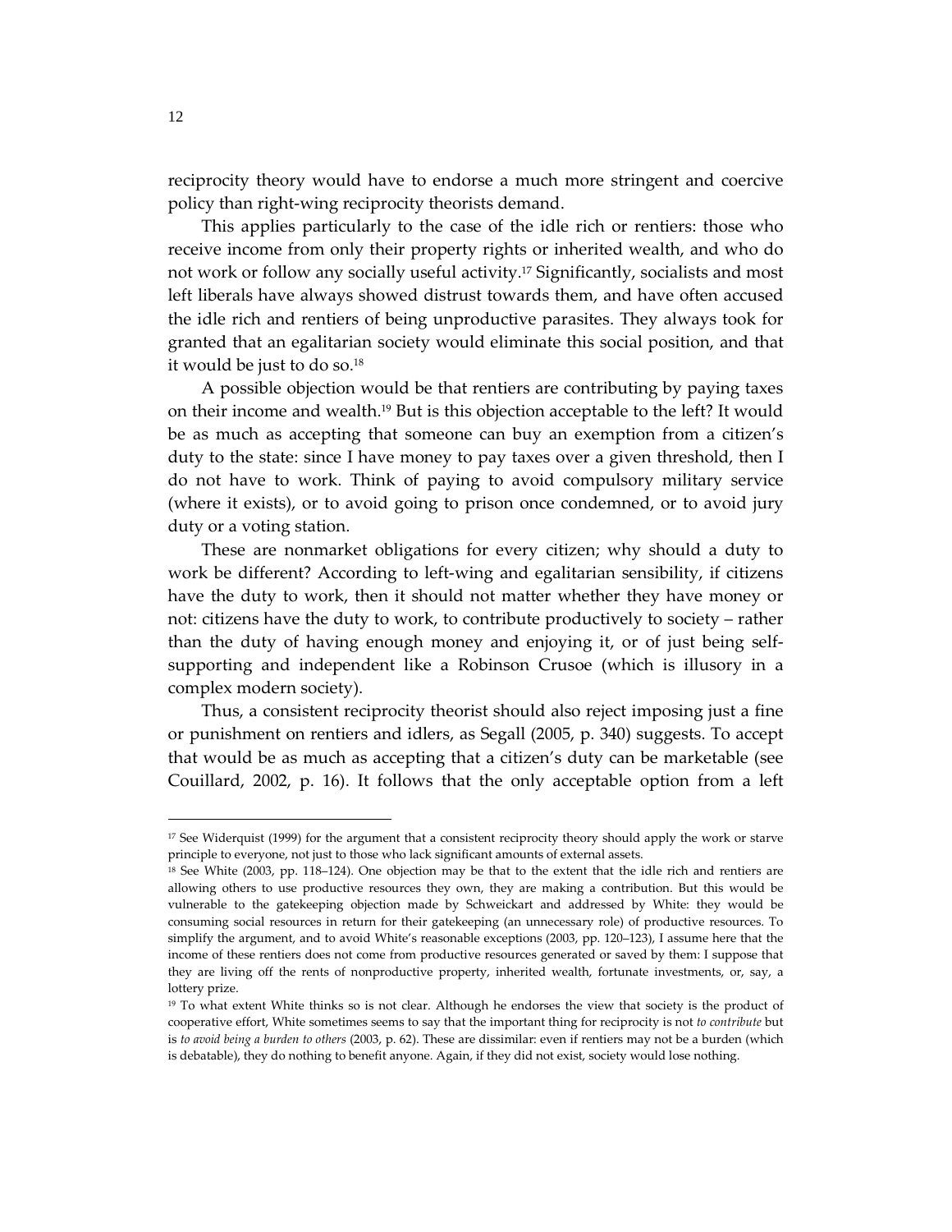reciprocity theory would have to endorse a much more stringent and coercive policy than right-wing reciprocity theorists demand.

This applies particularly to the case of the idle rich or rentiers: those who receive income from only their property rights or inherited wealth, and who do not work or follow any socially useful activity.[17] Significantly, socialists and most left liberals have always showed distrust towards them, and have often accused the idle rich and rentiers of being unproductive parasites. They always took for granted that an egalitarian society would eliminate this social position, and that it would be just to do so.[18]

A possible objection would be that rentiers are contributing by paying taxes on their income and wealth.[19] But is this objection acceptable to the left? It would be as much as accepting that someone can buy an exemption from a citizen's duty to the state: since I have money to pay taxes over a given threshold, then I do not have to work. Think of paying to avoid compulsory military service (where it exists), or to avoid going to prison once condemned, or to avoid jury duty or a voting station.

These are nonmarket obligations for every citizen; why should a duty to work be different? According to left-wing and egalitarian sensibility, if citizens have the duty to work, then it should not matter whether they have money or not: citizens have the duty to work, to contribute productively to society – rather than the duty of having enough money and enjoying it, or of just being self-supporting and independent like a Robinson Crusoe (which is illusory in a complex modern society).

Thus, a consistent reciprocity theorist should also reject imposing just a fine or punishment on rentiers and idlers, as Segall (2005, p. 340) suggests. To accept that would be as much as accepting that a citizen's duty can be marketable (see Couillard, 2002, p. 16). It follows that the only acceptable option from a left

---

[17] See Widerquist (1999) for the argument that a consistent reciprocity theory should apply the work or starve principle to everyone, not just to those who lack significant amounts of external assets.

[18] See White (2003, pp. 118–124). One objection may be that to the extent that the idle rich and rentiers are allowing others to use productive resources they own, they are making a contribution. But this would be vulnerable to the gatekeeping objection made by Schweickart and addressed by White: they would be consuming social resources in return for their gatekeeping (an unnecessary role) of productive resources. To simplify the argument, and to avoid White's reasonable exceptions (2003, pp. 120–123), I assume here that the income of these rentiers does not come from productive resources generated or saved by them: I suppose that they are living off the rents of nonproductive property, inherited wealth, fortunate investments, or, say, a lottery prize.

[19] To what extent White thinks so is not clear. Although he endorses the view that society is the product of cooperative effort, White sometimes seems to say that the important thing for reciprocity is not *to contribute* but is *to avoid being a burden to others* (2003, p. 62). These are dissimilar: even if rentiers may not be a burden (which is debatable), they do nothing to benefit anyone. Again, if they did not exist, society would lose nothing.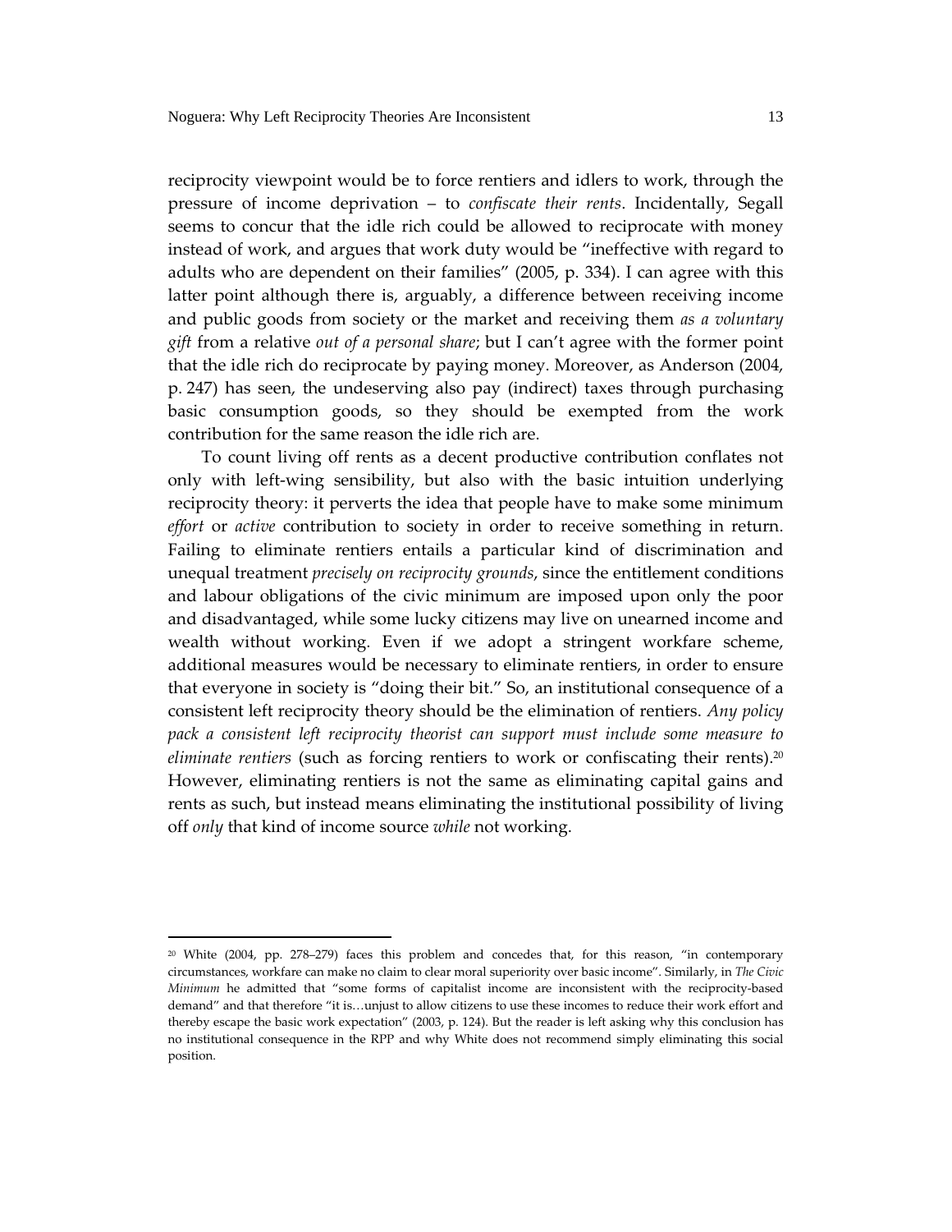reciprocity viewpoint would be to force rentiers and idlers to work, through the pressure of income deprivation – to *confiscate their rents*. Incidentally, Segall seems to concur that the idle rich could be allowed to reciprocate with money instead of work, and argues that work duty would be "ineffective with regard to adults who are dependent on their families" (2005, p. 334). I can agree with this latter point although there is, arguably, a difference between receiving income and public goods from society or the market and receiving them *as a voluntary gift* from a relative *out of a personal share*; but I can't agree with the former point that the idle rich do reciprocate by paying money. Moreover, as Anderson (2004, p. 247) has seen, the undeserving also pay (indirect) taxes through purchasing basic consumption goods, so they should be exempted from the work contribution for the same reason the idle rich are.

To count living off rents as a decent productive contribution conflates not only with left-wing sensibility, but also with the basic intuition underlying reciprocity theory: it perverts the idea that people have to make some minimum *effort* or *active* contribution to society in order to receive something in return. Failing to eliminate rentiers entails a particular kind of discrimination and unequal treatment *precisely on reciprocity grounds*, since the entitlement conditions and labour obligations of the civic minimum are imposed upon only the poor and disadvantaged, while some lucky citizens may live on unearned income and wealth without working. Even if we adopt a stringent workfare scheme, additional measures would be necessary to eliminate rentiers, in order to ensure that everyone in society is "doing their bit." So, an institutional consequence of a consistent left reciprocity theory should be the elimination of rentiers. *Any policy pack a consistent left reciprocity theorist can support must include some measure to eliminate rentiers* (such as forcing rentiers to work or confiscating their rents).[20] However, eliminating rentiers is not the same as eliminating capital gains and rents as such, but instead means eliminating the institutional possibility of living off *only* that kind of income source *while* not working.

---

[20] White (2004, pp. 278–279) faces this problem and concedes that, for this reason, "in contemporary circumstances, workfare can make no claim to clear moral superiority over basic income". Similarly, in *The Civic Minimum* he admitted that "some forms of capitalist income are inconsistent with the reciprocity-based demand" and that therefore "it is…unjust to allow citizens to use these incomes to reduce their work effort and thereby escape the basic work expectation" (2003, p. 124). But the reader is left asking why this conclusion has no institutional consequence in the RPP and why White does not recommend simply eliminating this social position.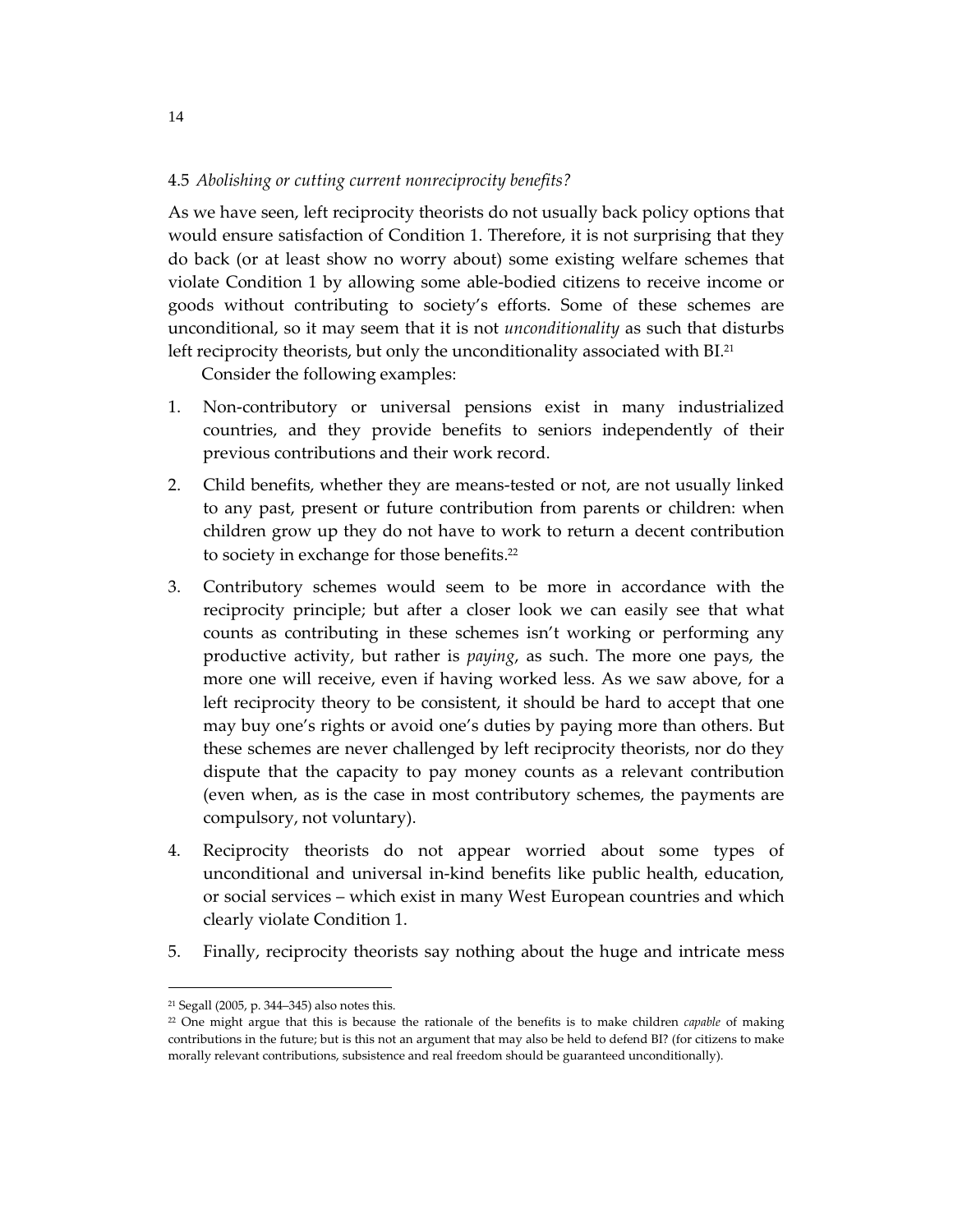### 4.5 *Abolishing or cutting current nonreciprocity benefits?*

As we have seen, left reciprocity theorists do not usually back policy options that would ensure satisfaction of Condition 1. Therefore, it is not surprising that they do back (or at least show no worry about) some existing welfare schemes that violate Condition 1 by allowing some able-bodied citizens to receive income or goods without contributing to society's efforts. Some of these schemes are unconditional, so it may seem that it is not *unconditionality* as such that disturbs left reciprocity theorists, but only the unconditionality associated with BI.[21]

Consider the following examples:

1. Non-contributory or universal pensions exist in many industrialized countries, and they provide benefits to seniors independently of their previous contributions and their work record.
2. Child benefits, whether they are means-tested or not, are not usually linked to any past, present or future contribution from parents or children: when children grow up they do not have to work to return a decent contribution to society in exchange for those benefits.[22]
3. Contributory schemes would seem to be more in accordance with the reciprocity principle; but after a closer look we can easily see that what counts as contributing in these schemes isn't working or performing any productive activity, but rather is *paying*, as such. The more one pays, the more one will receive, even if having worked less. As we saw above, for a left reciprocity theory to be consistent, it should be hard to accept that one may buy one's rights or avoid one's duties by paying more than others. But these schemes are never challenged by left reciprocity theorists, nor do they dispute that the capacity to pay money counts as a relevant contribution (even when, as is the case in most contributory schemes, the payments are compulsory, not voluntary).
4. Reciprocity theorists do not appear worried about some types of unconditional and universal in-kind benefits like public health, education, or social services – which exist in many West European countries and which clearly violate Condition 1.
5. Finally, reciprocity theorists say nothing about the huge and intricate mess

---

[21] Segall (2005, p. 344–345) also notes this.

[22] One might argue that this is because the rationale of the benefits is to make children *capable* of making contributions in the future; but is this not an argument that may also be held to defend BI? (for citizens to make morally relevant contributions, subsistence and real freedom should be guaranteed unconditionally).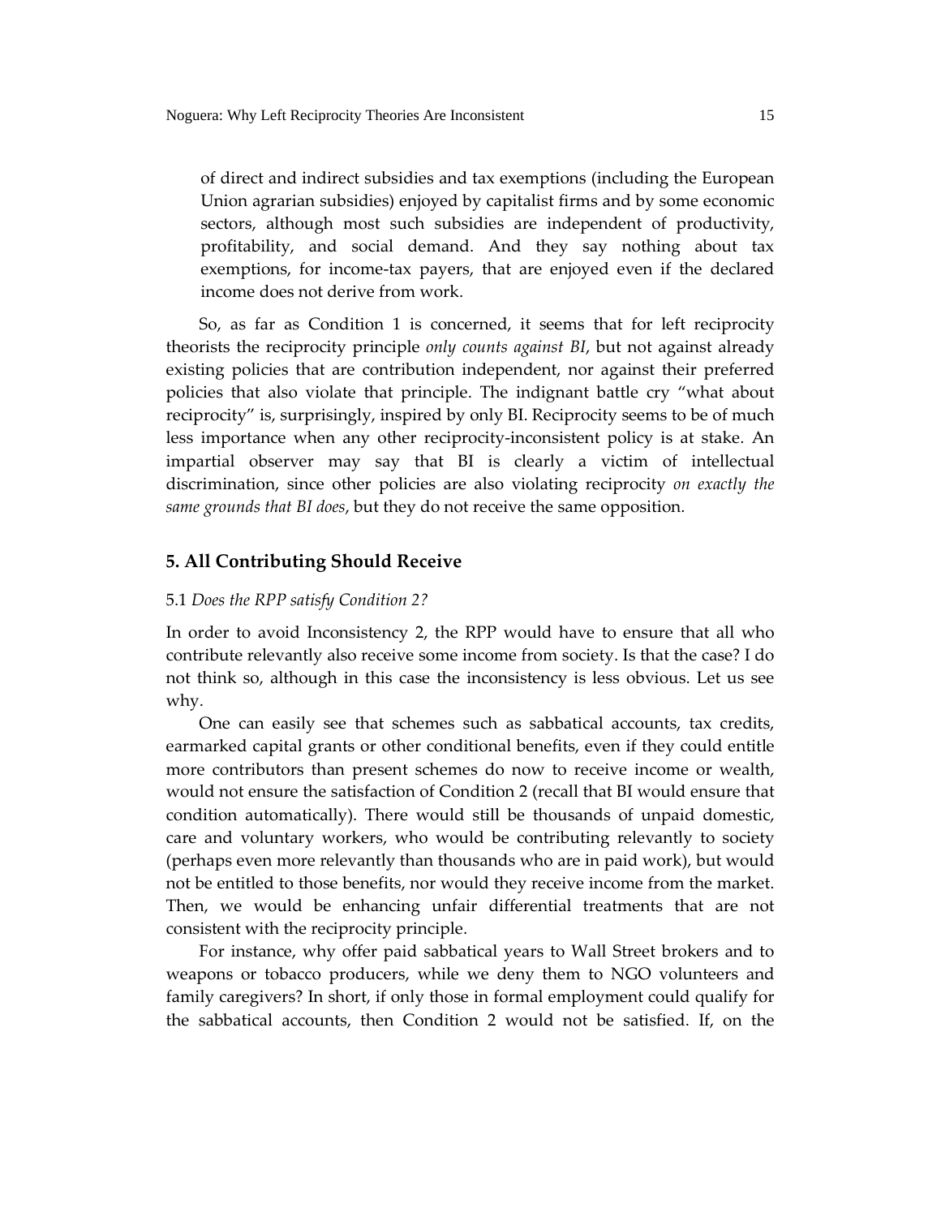of direct and indirect subsidies and tax exemptions (including the European Union agrarian subsidies) enjoyed by capitalist firms and by some economic sectors, although most such subsidies are independent of productivity, profitability, and social demand. And they say nothing about tax exemptions, for income-tax payers, that are enjoyed even if the declared income does not derive from work.

So, as far as Condition 1 is concerned, it seems that for left reciprocity theorists the reciprocity principle *only counts against BI*, but not against already existing policies that are contribution independent, nor against their preferred policies that also violate that principle. The indignant battle cry "what about reciprocity" is, surprisingly, inspired by only BI. Reciprocity seems to be of much less importance when any other reciprocity-inconsistent policy is at stake. An impartial observer may say that BI is clearly a victim of intellectual discrimination, since other policies are also violating reciprocity *on exactly the same grounds that BI does*, but they do not receive the same opposition.

## 5. All Contributing Should Receive

### 5.1 *Does the RPP satisfy Condition 2?*

In order to avoid Inconsistency 2, the RPP would have to ensure that all who contribute relevantly also receive some income from society. Is that the case? I do not think so, although in this case the inconsistency is less obvious. Let us see why.

One can easily see that schemes such as sabbatical accounts, tax credits, earmarked capital grants or other conditional benefits, even if they could entitle more contributors than present schemes do now to receive income or wealth, would not ensure the satisfaction of Condition 2 (recall that BI would ensure that condition automatically). There would still be thousands of unpaid domestic, care and voluntary workers, who would be contributing relevantly to society (perhaps even more relevantly than thousands who are in paid work), but would not be entitled to those benefits, nor would they receive income from the market. Then, we would be enhancing unfair differential treatments that are not consistent with the reciprocity principle.

For instance, why offer paid sabbatical years to Wall Street brokers and to weapons or tobacco producers, while we deny them to NGO volunteers and family caregivers? In short, if only those in formal employment could qualify for the sabbatical accounts, then Condition 2 would not be satisfied. If, on the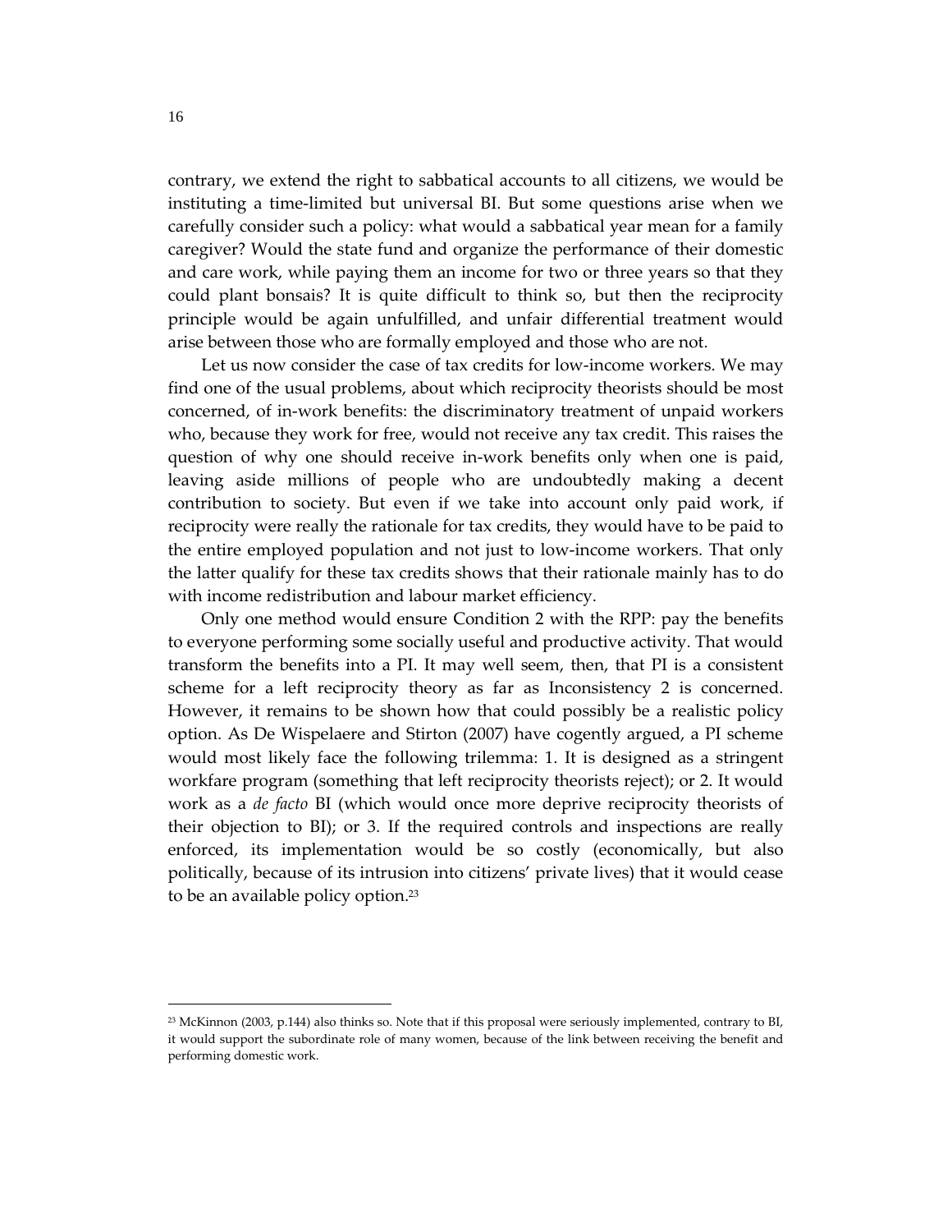contrary, we extend the right to sabbatical accounts to all citizens, we would be instituting a time-limited but universal BI. But some questions arise when we carefully consider such a policy: what would a sabbatical year mean for a family caregiver? Would the state fund and organize the performance of their domestic and care work, while paying them an income for two or three years so that they could plant bonsais? It is quite difficult to think so, but then the reciprocity principle would be again unfulfilled, and unfair differential treatment would arise between those who are formally employed and those who are not.

Let us now consider the case of tax credits for low-income workers. We may find one of the usual problems, about which reciprocity theorists should be most concerned, of in-work benefits: the discriminatory treatment of unpaid workers who, because they work for free, would not receive any tax credit. This raises the question of why one should receive in-work benefits only when one is paid, leaving aside millions of people who are undoubtedly making a decent contribution to society. But even if we take into account only paid work, if reciprocity were really the rationale for tax credits, they would have to be paid to the entire employed population and not just to low-income workers. That only the latter qualify for these tax credits shows that their rationale mainly has to do with income redistribution and labour market efficiency.

Only one method would ensure Condition 2 with the RPP: pay the benefits to everyone performing some socially useful and productive activity. That would transform the benefits into a PI. It may well seem, then, that PI is a consistent scheme for a left reciprocity theory as far as Inconsistency 2 is concerned. However, it remains to be shown how that could possibly be a realistic policy option. As De Wispelaere and Stirton (2007) have cogently argued, a PI scheme would most likely face the following trilemma: 1. It is designed as a stringent workfare program (something that left reciprocity theorists reject); or 2. It would work as a *de facto* BI (which would once more deprive reciprocity theorists of their objection to BI); or 3. If the required controls and inspections are really enforced, its implementation would be so costly (economically, but also politically, because of its intrusion into citizens' private lives) that it would cease to be an available policy option.[23]

[23] McKinnon (2003, p.144) also thinks so. Note that if this proposal were seriously implemented, contrary to BI, it would support the subordinate role of many women, because of the link between receiving the benefit and performing domestic work.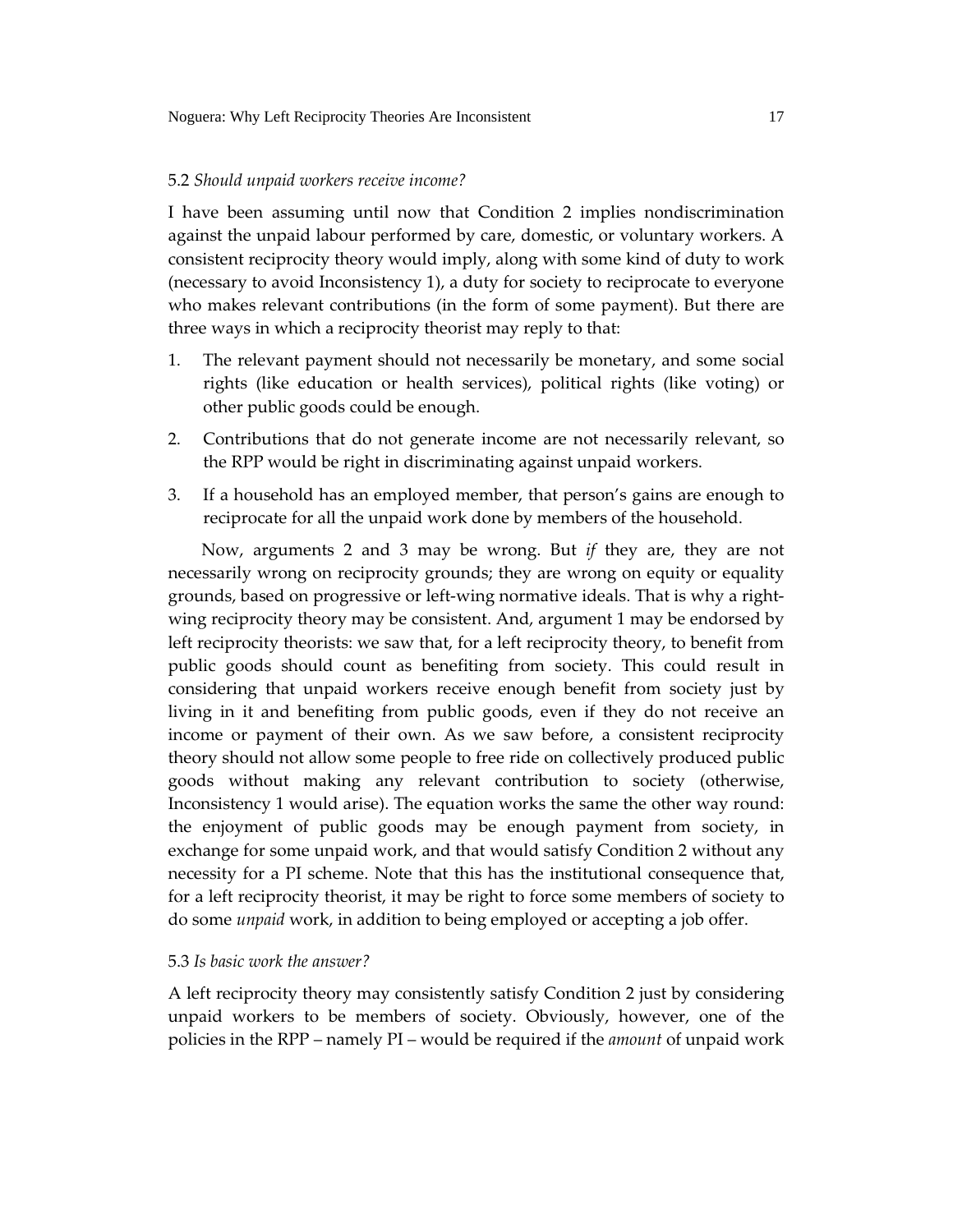### 5.2 *Should unpaid workers receive income?*

I have been assuming until now that Condition 2 implies nondiscrimination against the unpaid labour performed by care, domestic, or voluntary workers. A consistent reciprocity theory would imply, along with some kind of duty to work (necessary to avoid Inconsistency 1), a duty for society to reciprocate to everyone who makes relevant contributions (in the form of some payment). But there are three ways in which a reciprocity theorist may reply to that:

1. The relevant payment should not necessarily be monetary, and some social rights (like education or health services), political rights (like voting) or other public goods could be enough.
2. Contributions that do not generate income are not necessarily relevant, so the RPP would be right in discriminating against unpaid workers.
3. If a household has an employed member, that person's gains are enough to reciprocate for all the unpaid work done by members of the household.

Now, arguments 2 and 3 may be wrong. But *if* they are, they are not necessarily wrong on reciprocity grounds; they are wrong on equity or equality grounds, based on progressive or left-wing normative ideals. That is why a right-wing reciprocity theory may be consistent. And, argument 1 may be endorsed by left reciprocity theorists: we saw that, for a left reciprocity theory, to benefit from public goods should count as benefiting from society. This could result in considering that unpaid workers receive enough benefit from society just by living in it and benefiting from public goods, even if they do not receive an income or payment of their own. As we saw before, a consistent reciprocity theory should not allow some people to free ride on collectively produced public goods without making any relevant contribution to society (otherwise, Inconsistency 1 would arise). The equation works the same the other way round: the enjoyment of public goods may be enough payment from society, in exchange for some unpaid work, and that would satisfy Condition 2 without any necessity for a PI scheme. Note that this has the institutional consequence that, for a left reciprocity theorist, it may be right to force some members of society to do some *unpaid* work, in addition to being employed or accepting a job offer.

### 5.3 *Is basic work the answer?*

A left reciprocity theory may consistently satisfy Condition 2 just by considering unpaid workers to be members of society. Obviously, however, one of the policies in the RPP – namely PI – would be required if the *amount* of unpaid work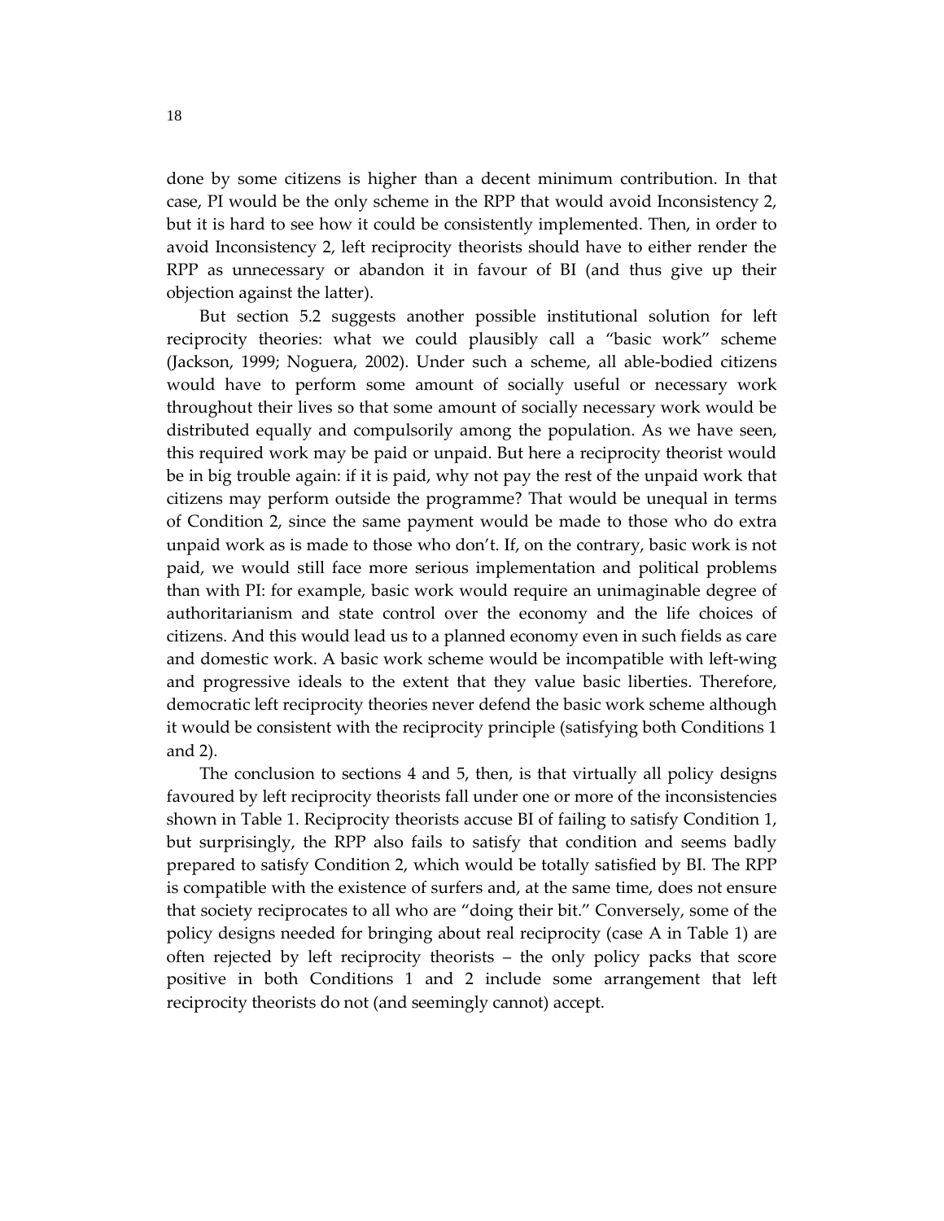done by some citizens is higher than a decent minimum contribution. In that case, PI would be the only scheme in the RPP that would avoid Inconsistency 2, but it is hard to see how it could be consistently implemented. Then, in order to avoid Inconsistency 2, left reciprocity theorists should have to either render the RPP as unnecessary or abandon it in favour of BI (and thus give up their objection against the latter).

But section 5.2 suggests another possible institutional solution for left reciprocity theories: what we could plausibly call a "basic work" scheme (Jackson, 1999; Noguera, 2002). Under such a scheme, all able-bodied citizens would have to perform some amount of socially useful or necessary work throughout their lives so that some amount of socially necessary work would be distributed equally and compulsorily among the population. As we have seen, this required work may be paid or unpaid. But here a reciprocity theorist would be in big trouble again: if it is paid, why not pay the rest of the unpaid work that citizens may perform outside the programme? That would be unequal in terms of Condition 2, since the same payment would be made to those who do extra unpaid work as is made to those who don't. If, on the contrary, basic work is not paid, we would still face more serious implementation and political problems than with PI: for example, basic work would require an unimaginable degree of authoritarianism and state control over the economy and the life choices of citizens. And this would lead us to a planned economy even in such fields as care and domestic work. A basic work scheme would be incompatible with left-wing and progressive ideals to the extent that they value basic liberties. Therefore, democratic left reciprocity theories never defend the basic work scheme although it would be consistent with the reciprocity principle (satisfying both Conditions 1 and 2).

The conclusion to sections 4 and 5, then, is that virtually all policy designs favoured by left reciprocity theorists fall under one or more of the inconsistencies shown in Table 1. Reciprocity theorists accuse BI of failing to satisfy Condition 1, but surprisingly, the RPP also fails to satisfy that condition and seems badly prepared to satisfy Condition 2, which would be totally satisfied by BI. The RPP is compatible with the existence of surfers and, at the same time, does not ensure that society reciprocates to all who are "doing their bit." Conversely, some of the policy designs needed for bringing about real reciprocity (case A in Table 1) are often rejected by left reciprocity theorists – the only policy packs that score positive in both Conditions 1 and 2 include some arrangement that left reciprocity theorists do not (and seemingly cannot) accept.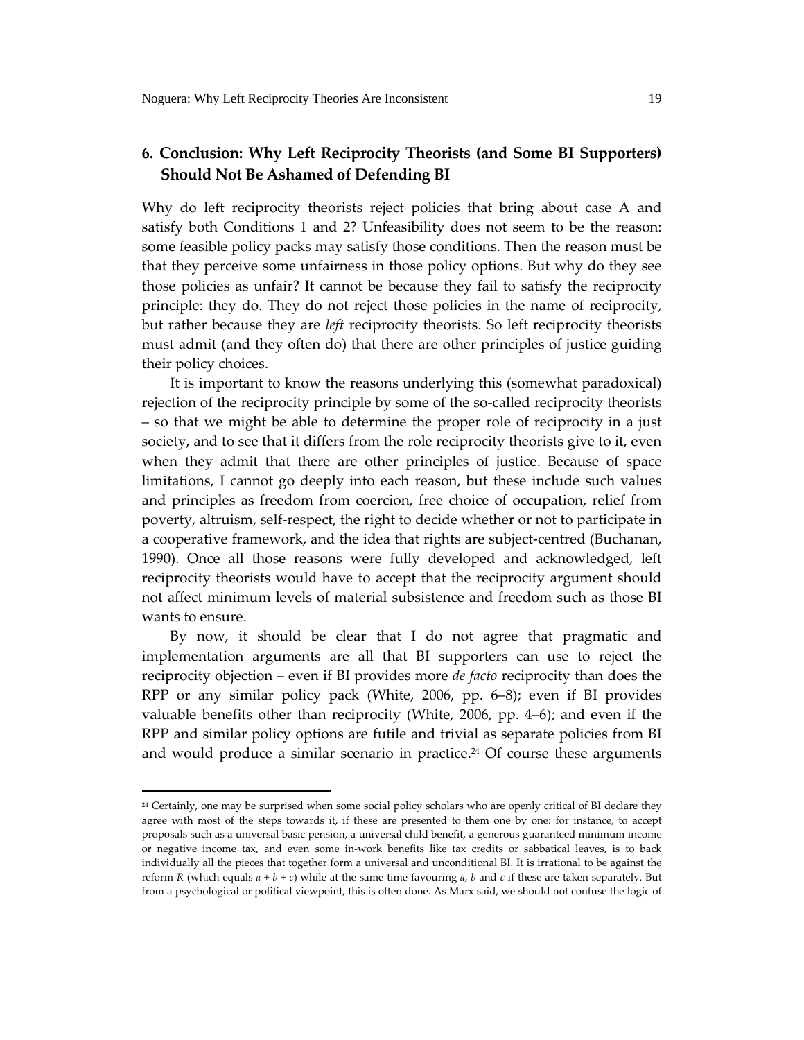## 6. Conclusion: Why Left Reciprocity Theorists (and Some BI Supporters) Should Not Be Ashamed of Defending BI

Why do left reciprocity theorists reject policies that bring about case A and satisfy both Conditions 1 and 2? Unfeasibility does not seem to be the reason: some feasible policy packs may satisfy those conditions. Then the reason must be that they perceive some unfairness in those policy options. But why do they see those policies as unfair? It cannot be because they fail to satisfy the reciprocity principle: they do. They do not reject those policies in the name of reciprocity, but rather because they are *left* reciprocity theorists. So left reciprocity theorists must admit (and they often do) that there are other principles of justice guiding their policy choices.

It is important to know the reasons underlying this (somewhat paradoxical) rejection of the reciprocity principle by some of the so-called reciprocity theorists – so that we might be able to determine the proper role of reciprocity in a just society, and to see that it differs from the role reciprocity theorists give to it, even when they admit that there are other principles of justice. Because of space limitations, I cannot go deeply into each reason, but these include such values and principles as freedom from coercion, free choice of occupation, relief from poverty, altruism, self-respect, the right to decide whether or not to participate in a cooperative framework, and the idea that rights are subject-centred (Buchanan, 1990). Once all those reasons were fully developed and acknowledged, left reciprocity theorists would have to accept that the reciprocity argument should not affect minimum levels of material subsistence and freedom such as those BI wants to ensure.

By now, it should be clear that I do not agree that pragmatic and implementation arguments are all that BI supporters can use to reject the reciprocity objection – even if BI provides more *de facto* reciprocity than does the RPP or any similar policy pack (White, 2006, pp. 6–8); even if BI provides valuable benefits other than reciprocity (White, 2006, pp. 4–6); and even if the RPP and similar policy options are futile and trivial as separate policies from BI and would produce a similar scenario in practice.[24] Of course these arguments

---

[24] Certainly, one may be surprised when some social policy scholars who are openly critical of BI declare they agree with most of the steps towards it, if these are presented to them one by one: for instance, to accept proposals such as a universal basic pension, a universal child benefit, a generous guaranteed minimum income or negative income tax, and even some in-work benefits like tax credits or sabbatical leaves, is to back individually all the pieces that together form a universal and unconditional BI. It is irrational to be against the reform $R$ (which equals $a + b + c$) while at the same time favouring $a$, $b$ and $c$ if these are taken separately. But from a psychological or political viewpoint, this is often done. As Marx said, we should not confuse the logic of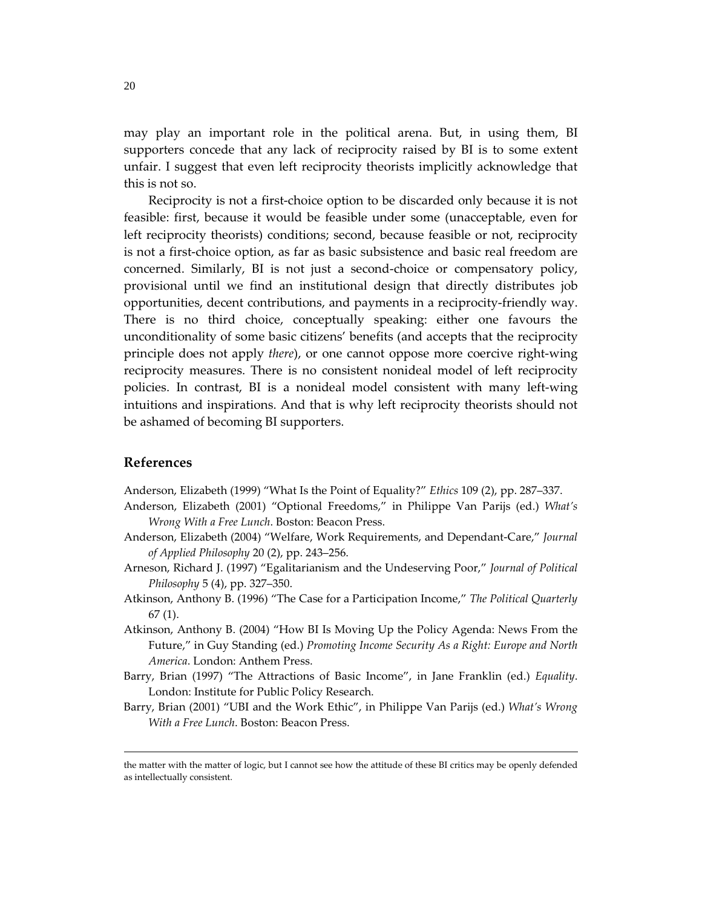may play an important role in the political arena. But, in using them, BI supporters concede that any lack of reciprocity raised by BI is to some extent unfair. I suggest that even left reciprocity theorists implicitly acknowledge that this is not so.

Reciprocity is not a first-choice option to be discarded only because it is not feasible: first, because it would be feasible under some (unacceptable, even for left reciprocity theorists) conditions; second, because feasible or not, reciprocity is not a first-choice option, as far as basic subsistence and basic real freedom are concerned. Similarly, BI is not just a second-choice or compensatory policy, provisional until we find an institutional design that directly distributes job opportunities, decent contributions, and payments in a reciprocity-friendly way. There is no third choice, conceptually speaking: either one favours the unconditionality of some basic citizens' benefits (and accepts that the reciprocity principle does not apply *there*), or one cannot oppose more coercive right-wing reciprocity measures. There is no consistent nonideal model of left reciprocity policies. In contrast, BI is a nonideal model consistent with many left-wing intuitions and inspirations. And that is why left reciprocity theorists should not be ashamed of becoming BI supporters.

## References

Anderson, Elizabeth (1999) "What Is the Point of Equality?" *Ethics* 109 (2), pp. 287–337.

Anderson, Elizabeth (2001) "Optional Freedoms," in Philippe Van Parijs (ed.) *What's Wrong With a Free Lunch*. Boston: Beacon Press.

Anderson, Elizabeth (2004) "Welfare, Work Requirements, and Dependant-Care," *Journal of Applied Philosophy* 20 (2), pp. 243–256.

Arneson, Richard J. (1997) "Egalitarianism and the Undeserving Poor," *Journal of Political Philosophy* 5 (4), pp. 327–350.

Atkinson, Anthony B. (1996) "The Case for a Participation Income," *The Political Quarterly* 67 (1).

Atkinson, Anthony B. (2004) "How BI Is Moving Up the Policy Agenda: News From the Future," in Guy Standing (ed.) *Promoting Income Security As a Right: Europe and North America*. London: Anthem Press.

Barry, Brian (1997) "The Attractions of Basic Income", in Jane Franklin (ed.) *Equality*. London: Institute for Public Policy Research.

Barry, Brian (2001) "UBI and the Work Ethic", in Philippe Van Parijs (ed.) *What's Wrong With a Free Lunch*. Boston: Beacon Press.

---

the matter with the matter of logic, but I cannot see how the attitude of these BI critics may be openly defended as intellectually consistent.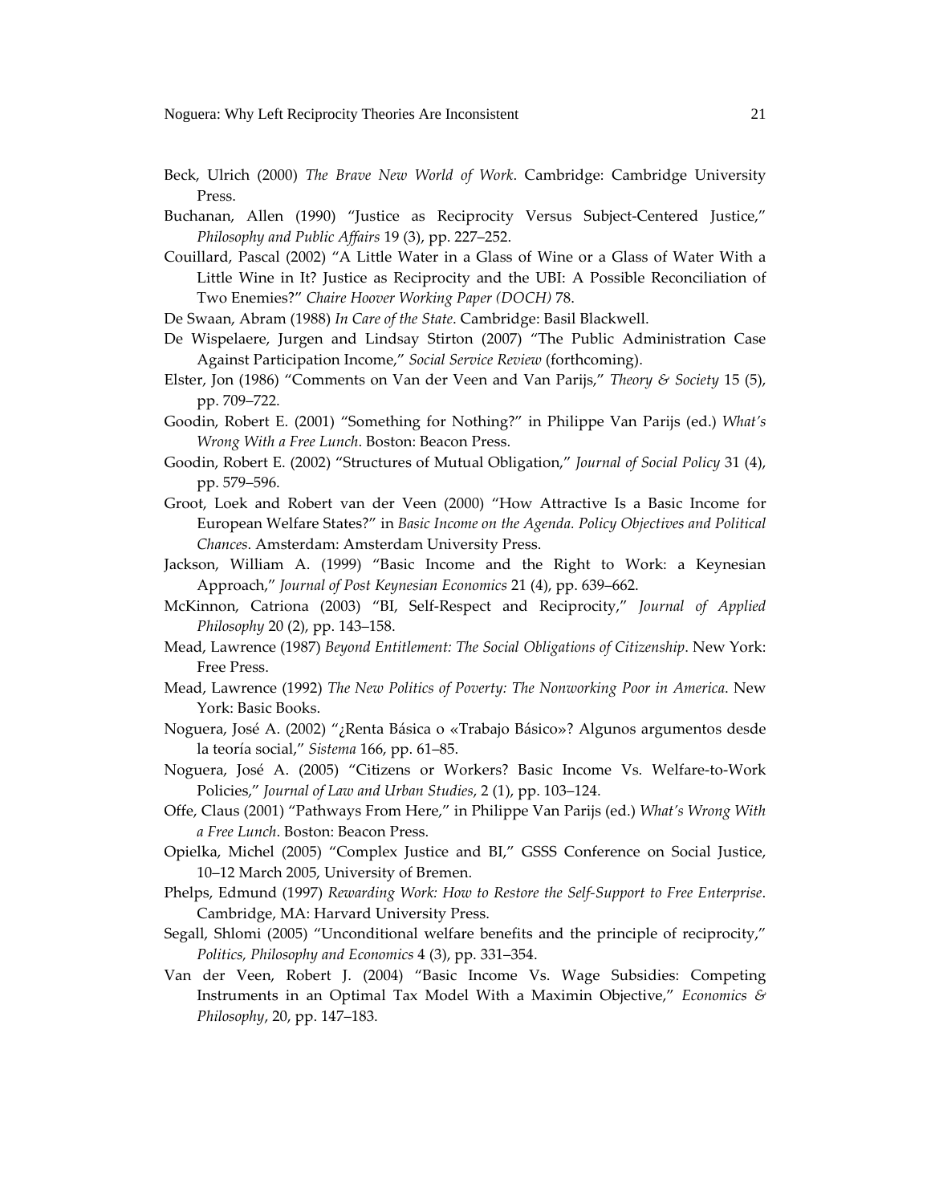Beck, Ulrich (2000) *The Brave New World of Work*. Cambridge: Cambridge University Press.

Buchanan, Allen (1990) "Justice as Reciprocity Versus Subject-Centered Justice," *Philosophy and Public Affairs* 19 (3), pp. 227–252.

Couillard, Pascal (2002) "A Little Water in a Glass of Wine or a Glass of Water With a Little Wine in It? Justice as Reciprocity and the UBI: A Possible Reconciliation of Two Enemies?" *Chaire Hoover Working Paper (DOCH)* 78.

De Swaan, Abram (1988) *In Care of the State*. Cambridge: Basil Blackwell.

De Wispelaere, Jurgen and Lindsay Stirton (2007) "The Public Administration Case Against Participation Income," *Social Service Review* (forthcoming).

Elster, Jon (1986) "Comments on Van der Veen and Van Parijs," *Theory & Society* 15 (5), pp. 709–722.

Goodin, Robert E. (2001) "Something for Nothing?" in Philippe Van Parijs (ed.) *What's Wrong With a Free Lunch*. Boston: Beacon Press.

Goodin, Robert E. (2002) "Structures of Mutual Obligation," *Journal of Social Policy* 31 (4), pp. 579–596.

Groot, Loek and Robert van der Veen (2000) "How Attractive Is a Basic Income for European Welfare States?" in *Basic Income on the Agenda. Policy Objectives and Political Chances*. Amsterdam: Amsterdam University Press.

Jackson, William A. (1999) "Basic Income and the Right to Work: a Keynesian Approach," *Journal of Post Keynesian Economics* 21 (4), pp. 639–662.

McKinnon, Catriona (2003) "BI, Self-Respect and Reciprocity," *Journal of Applied Philosophy* 20 (2), pp. 143–158.

Mead, Lawrence (1987) *Beyond Entitlement: The Social Obligations of Citizenship*. New York: Free Press.

Mead, Lawrence (1992) *The New Politics of Poverty: The Nonworking Poor in America*. New York: Basic Books.

Noguera, José A. (2002) "¿Renta Básica o «Trabajo Básico»? Algunos argumentos desde la teoría social," *Sistema* 166, pp. 61–85.

Noguera, José A. (2005) "Citizens or Workers? Basic Income Vs. Welfare-to-Work Policies," *Journal of Law and Urban Studies*, 2 (1), pp. 103–124.

Offe, Claus (2001) "Pathways From Here," in Philippe Van Parijs (ed.) *What's Wrong With a Free Lunch*. Boston: Beacon Press.

Opielka, Michel (2005) "Complex Justice and BI," GSSS Conference on Social Justice, 10–12 March 2005, University of Bremen.

Phelps, Edmund (1997) *Rewarding Work: How to Restore the Self-Support to Free Enterprise*. Cambridge, MA: Harvard University Press.

Segall, Shlomi (2005) "Unconditional welfare benefits and the principle of reciprocity," *Politics, Philosophy and Economics* 4 (3), pp. 331–354.

Van der Veen, Robert J. (2004) "Basic Income Vs. Wage Subsidies: Competing Instruments in an Optimal Tax Model With a Maximin Objective," *Economics & Philosophy*, 20, pp. 147–183.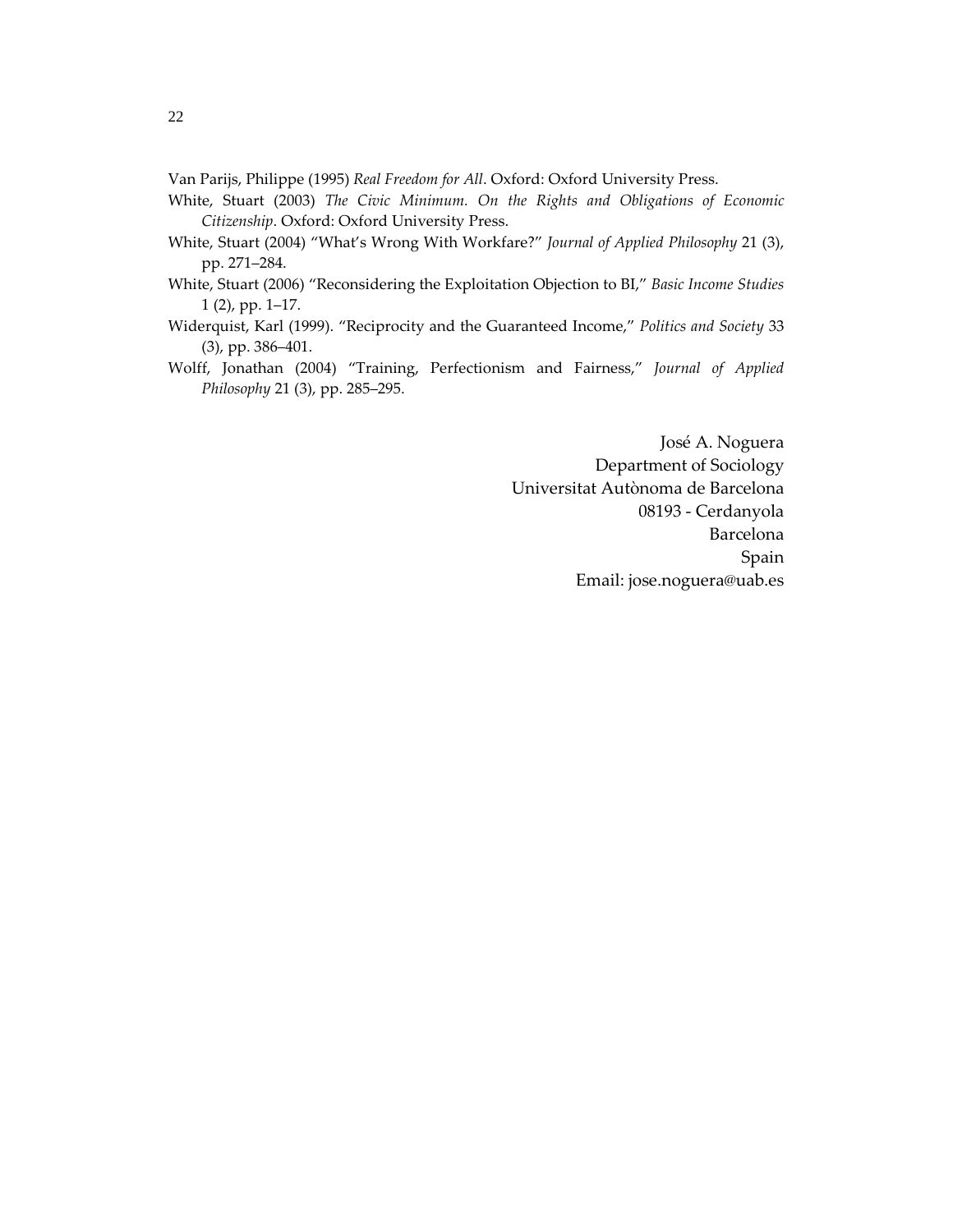Van Parijs, Philippe (1995) *Real Freedom for All*. Oxford: Oxford University Press.

White, Stuart (2003) *The Civic Minimum. On the Rights and Obligations of Economic Citizenship*. Oxford: Oxford University Press.

White, Stuart (2004) "What's Wrong With Workfare?" *Journal of Applied Philosophy* 21 (3), pp. 271–284.

White, Stuart (2006) "Reconsidering the Exploitation Objection to BI," *Basic Income Studies* 1 (2), pp. 1–17.

Widerquist, Karl (1999). "Reciprocity and the Guaranteed Income," *Politics and Society* 33 (3), pp. 386–401.

Wolff, Jonathan (2004) "Training, Perfectionism and Fairness," *Journal of Applied Philosophy* 21 (3), pp. 285–295.

José A. Noguera
Department of Sociology
Universitat Autònoma de Barcelona
08193 - Cerdanyola
Barcelona
Spain
Email: jose.noguera@uab.es